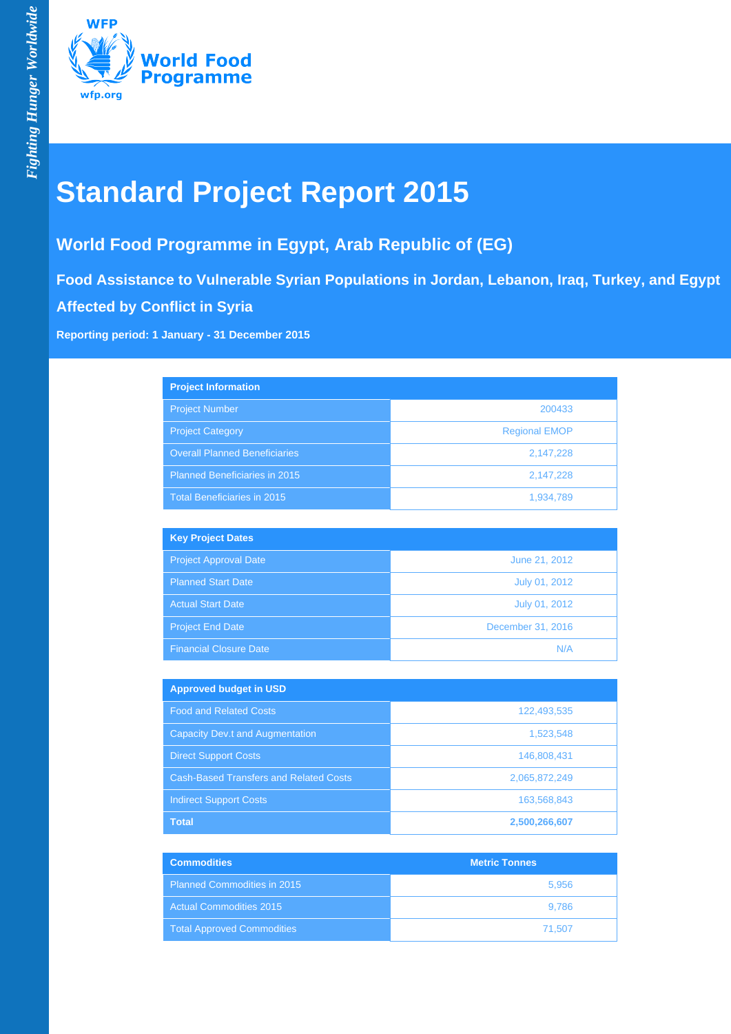# Standard Project Report 2015

## World Food Programme in Egypt, Arab Republic of (EG)

### Food Assistance to Vulnerable Syrian Populations in Jordan, Lebanon, Iraq, Turkey, and Egypt Affected by Conflict in Syria

**Reporting period: 1 January - 31 December 2015**

| Project Information | |
|---|---|
| Project Number | 200433 |
| Project Category | Regional EMOP |
| Overall Planned Beneficiaries | 2,147,228 |
| Planned Beneficiaries in 2015 | 2,147,228 |
| Total Beneficiaries in 2015 | 1,934,789 |

| Key Project Dates | |
|---|---|
| Project Approval Date | June 21, 2012 |
| Planned Start Date | July 01, 2012 |
| Actual Start Date | July 01, 2012 |
| Project End Date | December 31, 2016 |
| Financial Closure Date | N/A |

| Approved budget in USD | |
|---|---|
| Food and Related Costs | 122,493,535 |
| Capacity Dev.t and Augmentation | 1,523,548 |
| Direct Support Costs | 146,808,431 |
| Cash-Based Transfers and Related Costs | 2,065,872,249 |
| Indirect Support Costs | 163,568,843 |
| **Total** | **2,500,266,607** |

| Commodities | Metric Tonnes |
|---|---|
| Planned Commodities in 2015 | 5,956 |
| Actual Commodities 2015 | 9,786 |
| Total Approved Commodities | 71,507 |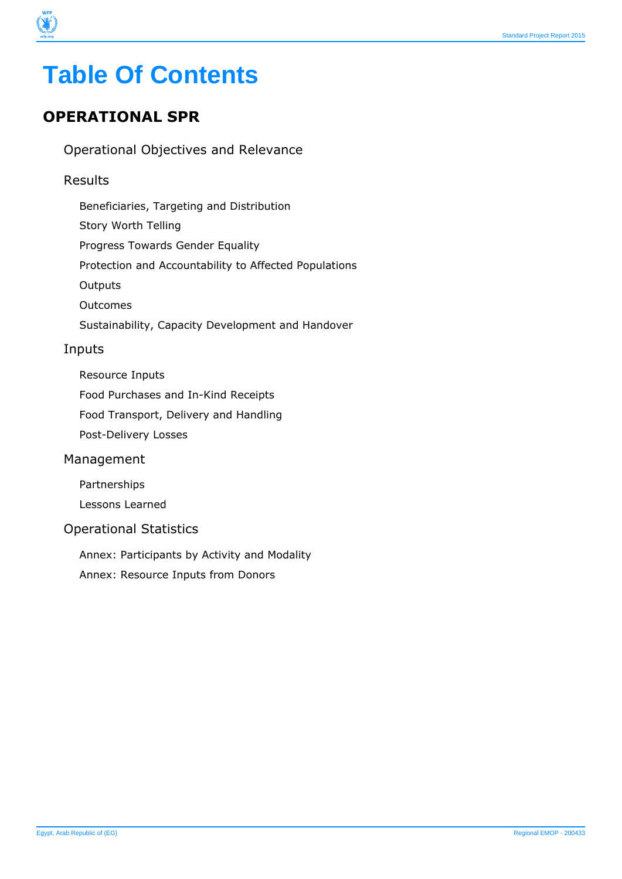# Table Of Contents

## OPERATIONAL SPR

### Operational Objectives and Relevance

### Results

- Beneficiaries, Targeting and Distribution
- Story Worth Telling
- Progress Towards Gender Equality
- Protection and Accountability to Affected Populations
- Outputs
- Outcomes
- Sustainability, Capacity Development and Handover

### Inputs

- Resource Inputs
- Food Purchases and In-Kind Receipts
- Food Transport, Delivery and Handling
- Post-Delivery Losses

### Management

- Partnerships
- Lessons Learned

### Operational Statistics

- Annex: Participants by Activity and Modality
- Annex: Resource Inputs from Donors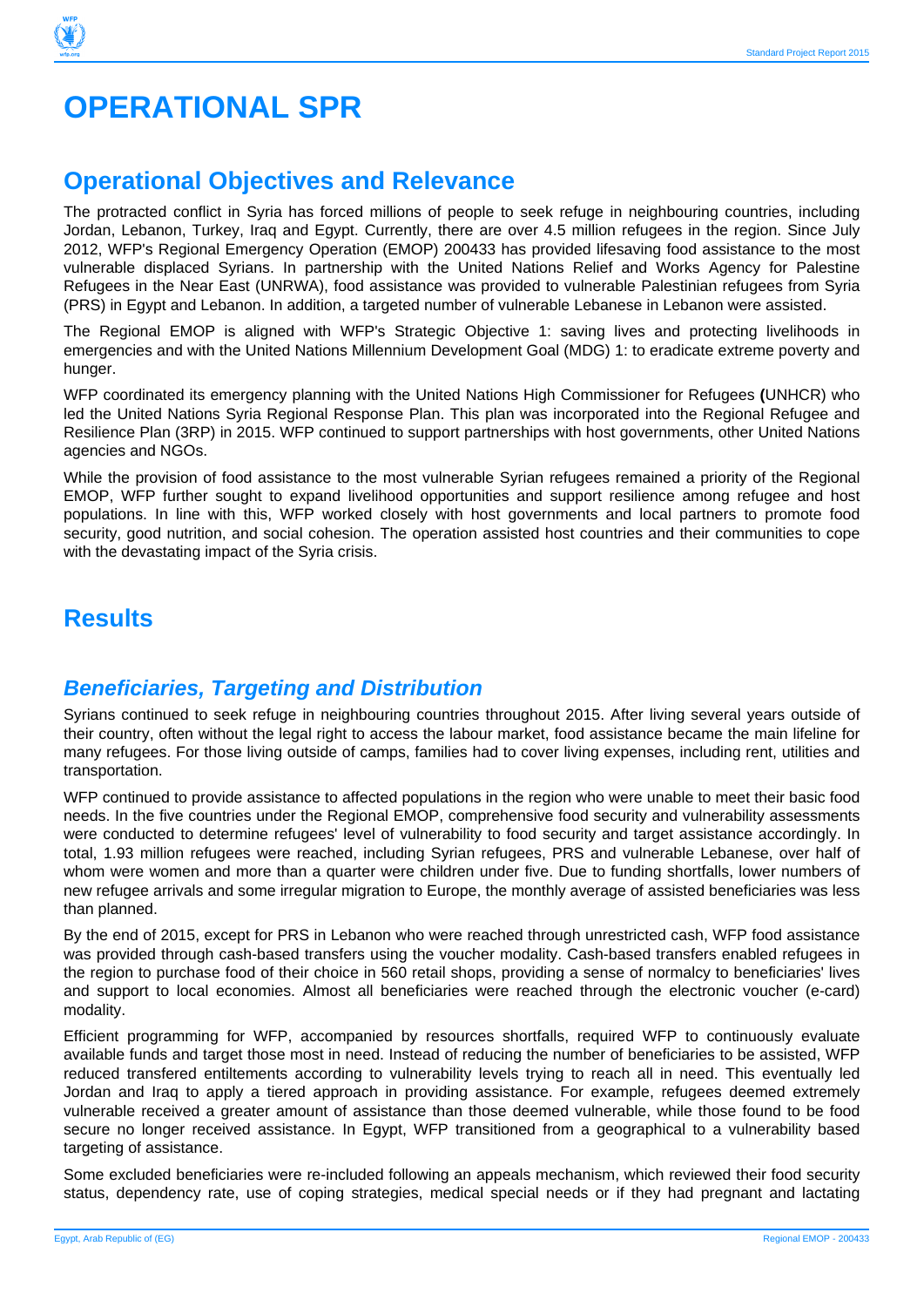# OPERATIONAL SPR

## Operational Objectives and Relevance

The protracted conflict in Syria has forced millions of people to seek refuge in neighbouring countries, including Jordan, Lebanon, Turkey, Iraq and Egypt. Currently, there are over 4.5 million refugees in the region. Since July 2012, WFP's Regional Emergency Operation (EMOP) 200433 has provided lifesaving food assistance to the most vulnerable displaced Syrians. In partnership with the United Nations Relief and Works Agency for Palestine Refugees in the Near East (UNRWA), food assistance was provided to vulnerable Palestinian refugees from Syria (PRS) in Egypt and Lebanon. In addition, a targeted number of vulnerable Lebanese in Lebanon were assisted.

The Regional EMOP is aligned with WFP's Strategic Objective 1: saving lives and protecting livelihoods in emergencies and with the United Nations Millennium Development Goal (MDG) 1: to eradicate extreme poverty and hunger.

WFP coordinated its emergency planning with the United Nations High Commissioner for Refugees **(**UNHCR) who led the United Nations Syria Regional Response Plan. This plan was incorporated into the Regional Refugee and Resilience Plan (3RP) in 2015. WFP continued to support partnerships with host governments, other United Nations agencies and NGOs.

While the provision of food assistance to the most vulnerable Syrian refugees remained a priority of the Regional EMOP, WFP further sought to expand livelihood opportunities and support resilience among refugee and host populations. In line with this, WFP worked closely with host governments and local partners to promote food security, good nutrition, and social cohesion. The operation assisted host countries and their communities to cope with the devastating impact of the Syria crisis.

## Results

### *Beneficiaries, Targeting and Distribution*

Syrians continued to seek refuge in neighbouring countries throughout 2015. After living several years outside of their country, often without the legal right to access the labour market, food assistance became the main lifeline for many refugees. For those living outside of camps, families had to cover living expenses, including rent, utilities and transportation.

WFP continued to provide assistance to affected populations in the region who were unable to meet their basic food needs. In the five countries under the Regional EMOP, comprehensive food security and vulnerability assessments were conducted to determine refugees' level of vulnerability to food security and target assistance accordingly. In total, 1.93 million refugees were reached, including Syrian refugees, PRS and vulnerable Lebanese, over half of whom were women and more than a quarter were children under five. Due to funding shortfalls, lower numbers of new refugee arrivals and some irregular migration to Europe, the monthly average of assisted beneficiaries was less than planned.

By the end of 2015, except for PRS in Lebanon who were reached through unrestricted cash, WFP food assistance was provided through cash-based transfers using the voucher modality. Cash-based transfers enabled refugees in the region to purchase food of their choice in 560 retail shops, providing a sense of normalcy to beneficiaries' lives and support to local economies. Almost all beneficiaries were reached through the electronic voucher (e-card) modality.

Efficient programming for WFP, accompanied by resources shortfalls, required WFP to continuously evaluate available funds and target those most in need. Instead of reducing the number of beneficiaries to be assisted, WFP reduced transfered entiltements according to vulnerability levels trying to reach all in need. This eventually led Jordan and Iraq to apply a tiered approach in providing assistance. For example, refugees deemed extremely vulnerable received a greater amount of assistance than those deemed vulnerable, while those found to be food secure no longer received assistance. In Egypt, WFP transitioned from a geographical to a vulnerability based targeting of assistance.

Some excluded beneficiaries were re-included following an appeals mechanism, which reviewed their food security status, dependency rate, use of coping strategies, medical special needs or if they had pregnant and lactating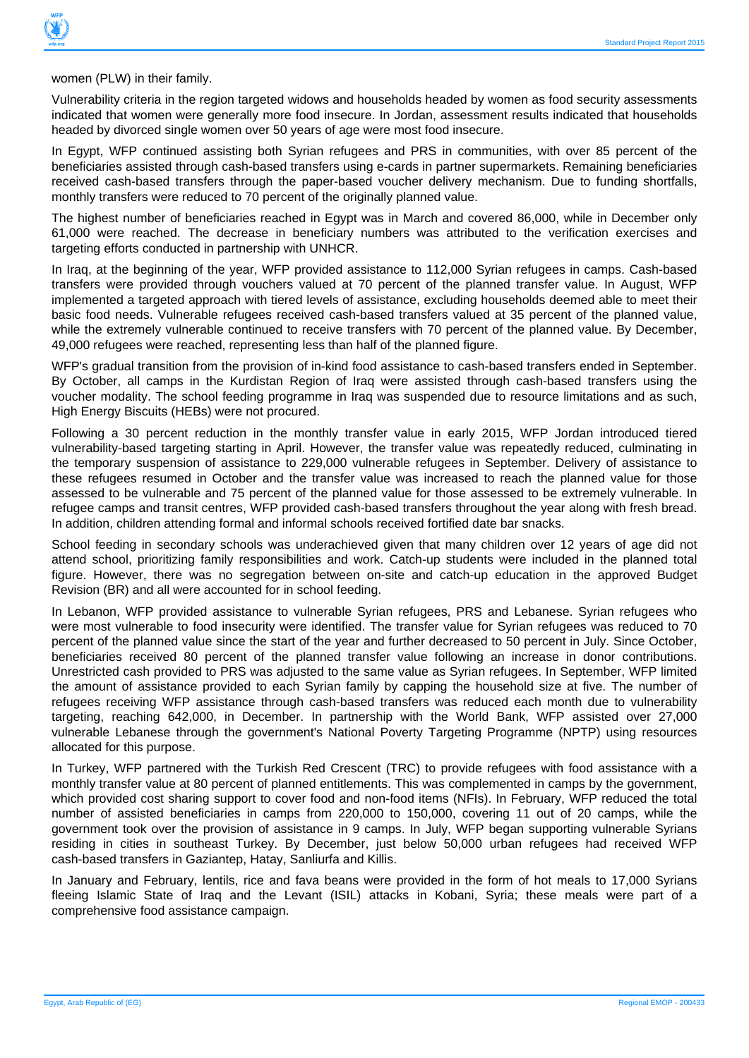women (PLW) in their family.

Vulnerability criteria in the region targeted widows and households headed by women as food security assessments indicated that women were generally more food insecure. In Jordan, assessment results indicated that households headed by divorced single women over 50 years of age were most food insecure.

In Egypt, WFP continued assisting both Syrian refugees and PRS in communities, with over 85 percent of the beneficiaries assisted through cash-based transfers using e-cards in partner supermarkets. Remaining beneficiaries received cash-based transfers through the paper-based voucher delivery mechanism. Due to funding shortfalls, monthly transfers were reduced to 70 percent of the originally planned value.

The highest number of beneficiaries reached in Egypt was in March and covered 86,000, while in December only 61,000 were reached. The decrease in beneficiary numbers was attributed to the verification exercises and targeting efforts conducted in partnership with UNHCR.

In Iraq, at the beginning of the year, WFP provided assistance to 112,000 Syrian refugees in camps. Cash-based transfers were provided through vouchers valued at 70 percent of the planned transfer value. In August, WFP implemented a targeted approach with tiered levels of assistance, excluding households deemed able to meet their basic food needs. Vulnerable refugees received cash-based transfers valued at 35 percent of the planned value, while the extremely vulnerable continued to receive transfers with 70 percent of the planned value. By December, 49,000 refugees were reached, representing less than half of the planned figure.

WFP's gradual transition from the provision of in-kind food assistance to cash-based transfers ended in September. By October, all camps in the Kurdistan Region of Iraq were assisted through cash-based transfers using the voucher modality. The school feeding programme in Iraq was suspended due to resource limitations and as such, High Energy Biscuits (HEBs) were not procured.

Following a 30 percent reduction in the monthly transfer value in early 2015, WFP Jordan introduced tiered vulnerability-based targeting starting in April. However, the transfer value was repeatedly reduced, culminating in the temporary suspension of assistance to 229,000 vulnerable refugees in September. Delivery of assistance to these refugees resumed in October and the transfer value was increased to reach the planned value for those assessed to be vulnerable and 75 percent of the planned value for those assessed to be extremely vulnerable. In refugee camps and transit centres, WFP provided cash-based transfers throughout the year along with fresh bread. In addition, children attending formal and informal schools received fortified date bar snacks.

School feeding in secondary schools was underachieved given that many children over 12 years of age did not attend school, prioritizing family responsibilities and work. Catch-up students were included in the planned total figure. However, there was no segregation between on-site and catch-up education in the approved Budget Revision (BR) and all were accounted for in school feeding.

In Lebanon, WFP provided assistance to vulnerable Syrian refugees, PRS and Lebanese. Syrian refugees who were most vulnerable to food insecurity were identified. The transfer value for Syrian refugees was reduced to 70 percent of the planned value since the start of the year and further decreased to 50 percent in July. Since October, beneficiaries received 80 percent of the planned transfer value following an increase in donor contributions. Unrestricted cash provided to PRS was adjusted to the same value as Syrian refugees. In September, WFP limited the amount of assistance provided to each Syrian family by capping the household size at five. The number of refugees receiving WFP assistance through cash-based transfers was reduced each month due to vulnerability targeting, reaching 642,000, in December. In partnership with the World Bank, WFP assisted over 27,000 vulnerable Lebanese through the government's National Poverty Targeting Programme (NPTP) using resources allocated for this purpose.

In Turkey, WFP partnered with the Turkish Red Crescent (TRC) to provide refugees with food assistance with a monthly transfer value at 80 percent of planned entitlements. This was complemented in camps by the government, which provided cost sharing support to cover food and non-food items (NFIs). In February, WFP reduced the total number of assisted beneficiaries in camps from 220,000 to 150,000, covering 11 out of 20 camps, while the government took over the provision of assistance in 9 camps. In July, WFP began supporting vulnerable Syrians residing in cities in southeast Turkey. By December, just below 50,000 urban refugees had received WFP cash-based transfers in Gaziantep, Hatay, Sanliurfa and Killis.

In January and February, lentils, rice and fava beans were provided in the form of hot meals to 17,000 Syrians fleeing Islamic State of Iraq and the Levant (ISIL) attacks in Kobani, Syria; these meals were part of a comprehensive food assistance campaign.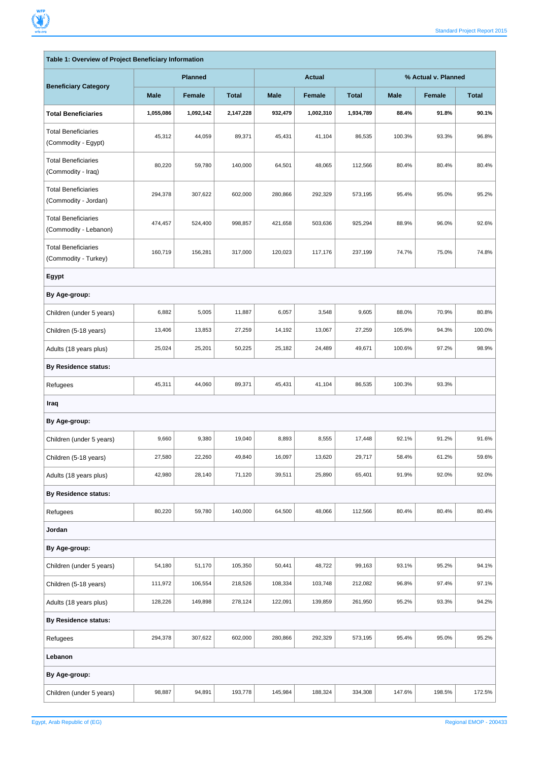| Table 1: Overview of Project Beneficiary Information | | | | | | | | | |
|---|---|---|---|---|---|---|---|---|---|
| Beneficiary Category | Planned | | | Actual | | | % Actual v. Planned | | |
| | Male | Female | Total | Male | Female | Total | Male | Female | Total |
| **Total Beneficiaries** | **1,055,086** | **1,092,142** | **2,147,228** | **932,479** | **1,002,310** | **1,934,789** | **88.4%** | **91.8%** | **90.1%** |
| Total Beneficiaries (Commodity - Egypt) | 45,312 | 44,059 | 89,371 | 45,431 | 41,104 | 86,535 | 100.3% | 93.3% | 96.8% |
| Total Beneficiaries (Commodity - Iraq) | 80,220 | 59,780 | 140,000 | 64,501 | 48,065 | 112,566 | 80.4% | 80.4% | 80.4% |
| Total Beneficiaries (Commodity - Jordan) | 294,378 | 307,622 | 602,000 | 280,866 | 292,329 | 573,195 | 95.4% | 95.0% | 95.2% |
| Total Beneficiaries (Commodity - Lebanon) | 474,457 | 524,400 | 998,857 | 421,658 | 503,636 | 925,294 | 88.9% | 96.0% | 92.6% |
| Total Beneficiaries (Commodity - Turkey) | 160,719 | 156,281 | 317,000 | 120,023 | 117,176 | 237,199 | 74.7% | 75.0% | 74.8% |
| **Egypt** | | | | | | | | | |
| **By Age-group:** | | | | | | | | | |
| Children (under 5 years) | 6,882 | 5,005 | 11,887 | 6,057 | 3,548 | 9,605 | 88.0% | 70.9% | 80.8% |
| Children (5-18 years) | 13,406 | 13,853 | 27,259 | 14,192 | 13,067 | 27,259 | 105.9% | 94.3% | 100.0% |
| Adults (18 years plus) | 25,024 | 25,201 | 50,225 | 25,182 | 24,489 | 49,671 | 100.6% | 97.2% | 98.9% |
| **By Residence status:** | | | | | | | | | |
| Refugees | 45,311 | 44,060 | 89,371 | 45,431 | 41,104 | 86,535 | 100.3% | 93.3% | |
| **Iraq** | | | | | | | | | |
| **By Age-group:** | | | | | | | | | |
| Children (under 5 years) | 9,660 | 9,380 | 19,040 | 8,893 | 8,555 | 17,448 | 92.1% | 91.2% | 91.6% |
| Children (5-18 years) | 27,580 | 22,260 | 49,840 | 16,097 | 13,620 | 29,717 | 58.4% | 61.2% | 59.6% |
| Adults (18 years plus) | 42,980 | 28,140 | 71,120 | 39,511 | 25,890 | 65,401 | 91.9% | 92.0% | 92.0% |
| **By Residence status:** | | | | | | | | | |
| Refugees | 80,220 | 59,780 | 140,000 | 64,500 | 48,066 | 112,566 | 80.4% | 80.4% | 80.4% |
| **Jordan** | | | | | | | | | |
| **By Age-group:** | | | | | | | | | |
| Children (under 5 years) | 54,180 | 51,170 | 105,350 | 50,441 | 48,722 | 99,163 | 93.1% | 95.2% | 94.1% |
| Children (5-18 years) | 111,972 | 106,554 | 218,526 | 108,334 | 103,748 | 212,082 | 96.8% | 97.4% | 97.1% |
| Adults (18 years plus) | 128,226 | 149,898 | 278,124 | 122,091 | 139,859 | 261,950 | 95.2% | 93.3% | 94.2% |
| **By Residence status:** | | | | | | | | | |
| Refugees | 294,378 | 307,622 | 602,000 | 280,866 | 292,329 | 573,195 | 95.4% | 95.0% | 95.2% |
| **Lebanon** | | | | | | | | | |
| **By Age-group:** | | | | | | | | | |
| Children (under 5 years) | 98,887 | 94,891 | 193,778 | 145,984 | 188,324 | 334,308 | 147.6% | 198.5% | 172.5% |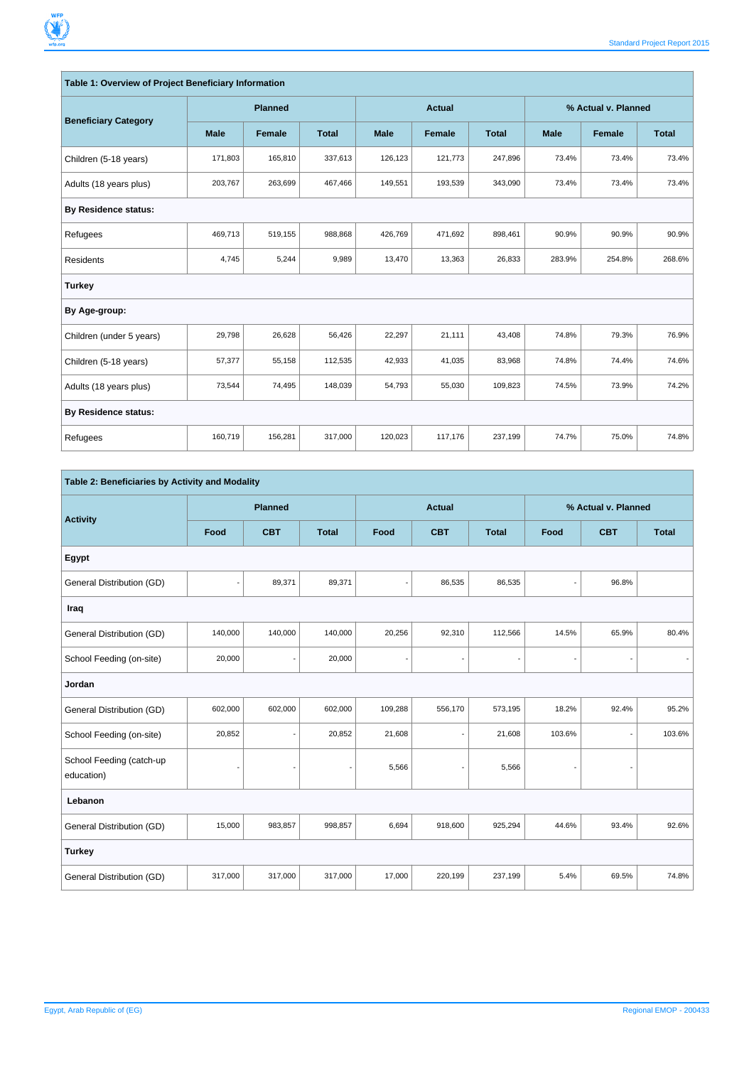| Table 1: Overview of Project Beneficiary Information | | | | | | | | | |
|---|---|---|---|---|---|---|---|---|---|
| Beneficiary Category | Planned | | | Actual | | | % Actual v. Planned | | |
| | Male | Female | Total | Male | Female | Total | Male | Female | Total |
| Children (5-18 years) | 171,803 | 165,810 | 337,613 | 126,123 | 121,773 | 247,896 | 73.4% | 73.4% | 73.4% |
| Adults (18 years plus) | 203,767 | 263,699 | 467,466 | 149,551 | 193,539 | 343,090 | 73.4% | 73.4% | 73.4% |
| **By Residence status:** | | | | | | | | | |
| Refugees | 469,713 | 519,155 | 988,868 | 426,769 | 471,692 | 898,461 | 90.9% | 90.9% | 90.9% |
| Residents | 4,745 | 5,244 | 9,989 | 13,470 | 13,363 | 26,833 | 283.9% | 254.8% | 268.6% |
| **Turkey** | | | | | | | | | |
| **By Age-group:** | | | | | | | | | |
| Children (under 5 years) | 29,798 | 26,628 | 56,426 | 22,297 | 21,111 | 43,408 | 74.8% | 79.3% | 76.9% |
| Children (5-18 years) | 57,377 | 55,158 | 112,535 | 42,933 | 41,035 | 83,968 | 74.8% | 74.4% | 74.6% |
| Adults (18 years plus) | 73,544 | 74,495 | 148,039 | 54,793 | 55,030 | 109,823 | 74.5% | 73.9% | 74.2% |
| **By Residence status:** | | | | | | | | | |
| Refugees | 160,719 | 156,281 | 317,000 | 120,023 | 117,176 | 237,199 | 74.7% | 75.0% | 74.8% |

| Table 2: Beneficiaries by Activity and Modality | | | | | | | | | |
|---|---|---|---|---|---|---|---|---|---|
| Activity | Planned | | | Actual | | | % Actual v. Planned | | |
| | Food | CBT | Total | Food | CBT | Total | Food | CBT | Total |
| **Egypt** | | | | | | | | | |
| General Distribution (GD) | - | 89,371 | 89,371 | - | 86,535 | 86,535 | - | 96.8% | |
| **Iraq** | | | | | | | | | |
| General Distribution (GD) | 140,000 | 140,000 | 140,000 | 20,256 | 92,310 | 112,566 | 14.5% | 65.9% | 80.4% |
| School Feeding (on-site) | 20,000 | - | 20,000 | - | - | - | - | - | - |
| **Jordan** | | | | | | | | | |
| General Distribution (GD) | 602,000 | 602,000 | 602,000 | 109,288 | 556,170 | 573,195 | 18.2% | 92.4% | 95.2% |
| School Feeding (on-site) | 20,852 | - | 20,852 | 21,608 | - | 21,608 | 103.6% | - | 103.6% |
| School Feeding (catch-up education) | - | - | - | 5,566 | - | 5,566 | - | - | |
| **Lebanon** | | | | | | | | | |
| General Distribution (GD) | 15,000 | 983,857 | 998,857 | 6,694 | 918,600 | 925,294 | 44.6% | 93.4% | 92.6% |
| **Turkey** | | | | | | | | | |
| General Distribution (GD) | 317,000 | 317,000 | 317,000 | 17,000 | 220,199 | 237,199 | 5.4% | 69.5% | 74.8% |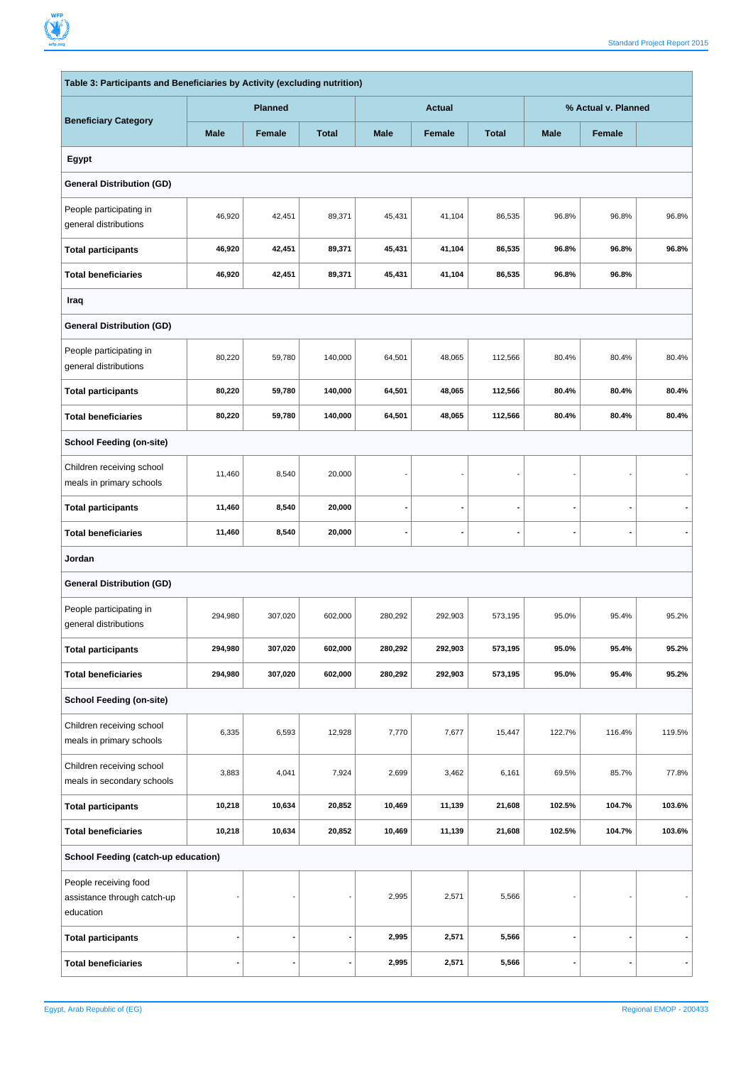| Table 3: Participants and Beneficiaries by Activity (excluding nutrition) | | | | | | | | | |
|---|---|---|---|---|---|---|---|---|---|
| Beneficiary Category | Planned | | | Actual | | | % Actual v. Planned | | |
| | Male | Female | Total | Male | Female | Total | Male | Female | |
| **Egypt** | | | | | | | | | |
| **General Distribution (GD)** | | | | | | | | | |
| People participating in general distributions | 46,920 | 42,451 | 89,371 | 45,431 | 41,104 | 86,535 | 96.8% | 96.8% | 96.8% |
| **Total participants** | **46,920** | **42,451** | **89,371** | **45,431** | **41,104** | **86,535** | **96.8%** | **96.8%** | **96.8%** |
| **Total beneficiaries** | **46,920** | **42,451** | **89,371** | **45,431** | **41,104** | **86,535** | **96.8%** | **96.8%** | |
| **Iraq** | | | | | | | | | |
| **General Distribution (GD)** | | | | | | | | | |
| People participating in general distributions | 80,220 | 59,780 | 140,000 | 64,501 | 48,065 | 112,566 | 80.4% | 80.4% | 80.4% |
| **Total participants** | **80,220** | **59,780** | **140,000** | **64,501** | **48,065** | **112,566** | **80.4%** | **80.4%** | **80.4%** |
| **Total beneficiaries** | **80,220** | **59,780** | **140,000** | **64,501** | **48,065** | **112,566** | **80.4%** | **80.4%** | **80.4%** |
| **School Feeding (on-site)** | | | | | | | | | |
| Children receiving school meals in primary schools | 11,460 | 8,540 | 20,000 | - | - | - | - | - | - |
| **Total participants** | **11,460** | **8,540** | **20,000** | **-** | **-** | **-** | **-** | **-** | **-** |
| **Total beneficiaries** | **11,460** | **8,540** | **20,000** | **-** | **-** | **-** | **-** | **-** | **-** |
| **Jordan** | | | | | | | | | |
| **General Distribution (GD)** | | | | | | | | | |
| People participating in general distributions | 294,980 | 307,020 | 602,000 | 280,292 | 292,903 | 573,195 | 95.0% | 95.4% | 95.2% |
| **Total participants** | **294,980** | **307,020** | **602,000** | **280,292** | **292,903** | **573,195** | **95.0%** | **95.4%** | **95.2%** |
| **Total beneficiaries** | **294,980** | **307,020** | **602,000** | **280,292** | **292,903** | **573,195** | **95.0%** | **95.4%** | **95.2%** |
| **School Feeding (on-site)** | | | | | | | | | |
| Children receiving school meals in primary schools | 6,335 | 6,593 | 12,928 | 7,770 | 7,677 | 15,447 | 122.7% | 116.4% | 119.5% |
| Children receiving school meals in secondary schools | 3,883 | 4,041 | 7,924 | 2,699 | 3,462 | 6,161 | 69.5% | 85.7% | 77.8% |
| **Total participants** | **10,218** | **10,634** | **20,852** | **10,469** | **11,139** | **21,608** | **102.5%** | **104.7%** | **103.6%** |
| **Total beneficiaries** | **10,218** | **10,634** | **20,852** | **10,469** | **11,139** | **21,608** | **102.5%** | **104.7%** | **103.6%** |
| **School Feeding (catch-up education)** | | | | | | | | | |
| People receiving food assistance through catch-up education | - | - | - | 2,995 | 2,571 | 5,566 | - | - | - |
| **Total participants** | **-** | **-** | **-** | **2,995** | **2,571** | **5,566** | **-** | **-** | **-** |
| **Total beneficiaries** | **-** | **-** | **-** | **2,995** | **2,571** | **5,566** | **-** | **-** | **-** |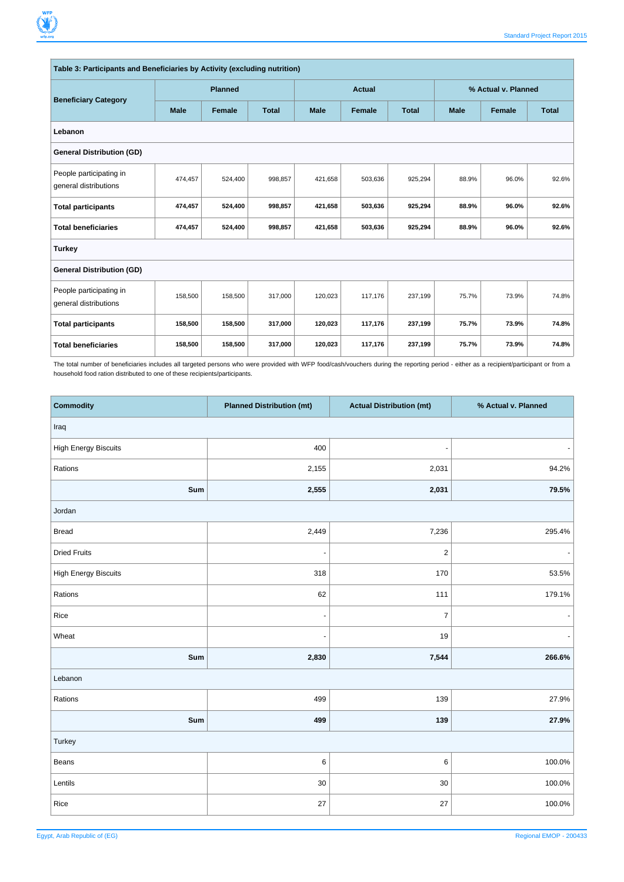| Table 3: Participants and Beneficiaries by Activity (excluding nutrition) | | | | | | | | | |
|---|---|---|---|---|---|---|---|---|---|
| **Beneficiary Category** | **Planned** | | | **Actual** | | | **% Actual v. Planned** | | |
| | **Male** | **Female** | **Total** | **Male** | **Female** | **Total** | **Male** | **Female** | **Total** |
| **Lebanon** | | | | | | | | | |
| **General Distribution (GD)** | | | | | | | | | |
| People participating in general distributions | 474,457 | 524,400 | 998,857 | 421,658 | 503,636 | 925,294 | 88.9% | 96.0% | 92.6% |
| **Total participants** | **474,457** | **524,400** | **998,857** | **421,658** | **503,636** | **925,294** | **88.9%** | **96.0%** | **92.6%** |
| **Total beneficiaries** | **474,457** | **524,400** | **998,857** | **421,658** | **503,636** | **925,294** | **88.9%** | **96.0%** | **92.6%** |
| **Turkey** | | | | | | | | | |
| **General Distribution (GD)** | | | | | | | | | |
| People participating in general distributions | 158,500 | 158,500 | 317,000 | 120,023 | 117,176 | 237,199 | 75.7% | 73.9% | 74.8% |
| **Total participants** | **158,500** | **158,500** | **317,000** | **120,023** | **117,176** | **237,199** | **75.7%** | **73.9%** | **74.8%** |
| **Total beneficiaries** | **158,500** | **158,500** | **317,000** | **120,023** | **117,176** | **237,199** | **75.7%** | **73.9%** | **74.8%** |

The total number of beneficiaries includes all targeted persons who were provided with WFP food/cash/vouchers during the reporting period - either as a recipient/participant or from a household food ration distributed to one of these recipients/participants.

| **Commodity** | **Planned Distribution (mt)** | **Actual Distribution (mt)** | **% Actual v. Planned** |
|---|---|---|---|
| Iraq | | | |
| High Energy Biscuits | 400 | - | - |
| Rations | 2,155 | 2,031 | 94.2% |
| **Sum** | **2,555** | **2,031** | **79.5%** |
| Jordan | | | |
| Bread | 2,449 | 7,236 | 295.4% |
| Dried Fruits | - | 2 | - |
| High Energy Biscuits | 318 | 170 | 53.5% |
| Rations | 62 | 111 | 179.1% |
| Rice | - | 7 | - |
| Wheat | - | 19 | - |
| **Sum** | **2,830** | **7,544** | **266.6%** |
| Lebanon | | | |
| Rations | 499 | 139 | 27.9% |
| **Sum** | **499** | **139** | **27.9%** |
| Turkey | | | |
| Beans | 6 | 6 | 100.0% |
| Lentils | 30 | 30 | 100.0% |
| Rice | 27 | 27 | 100.0% |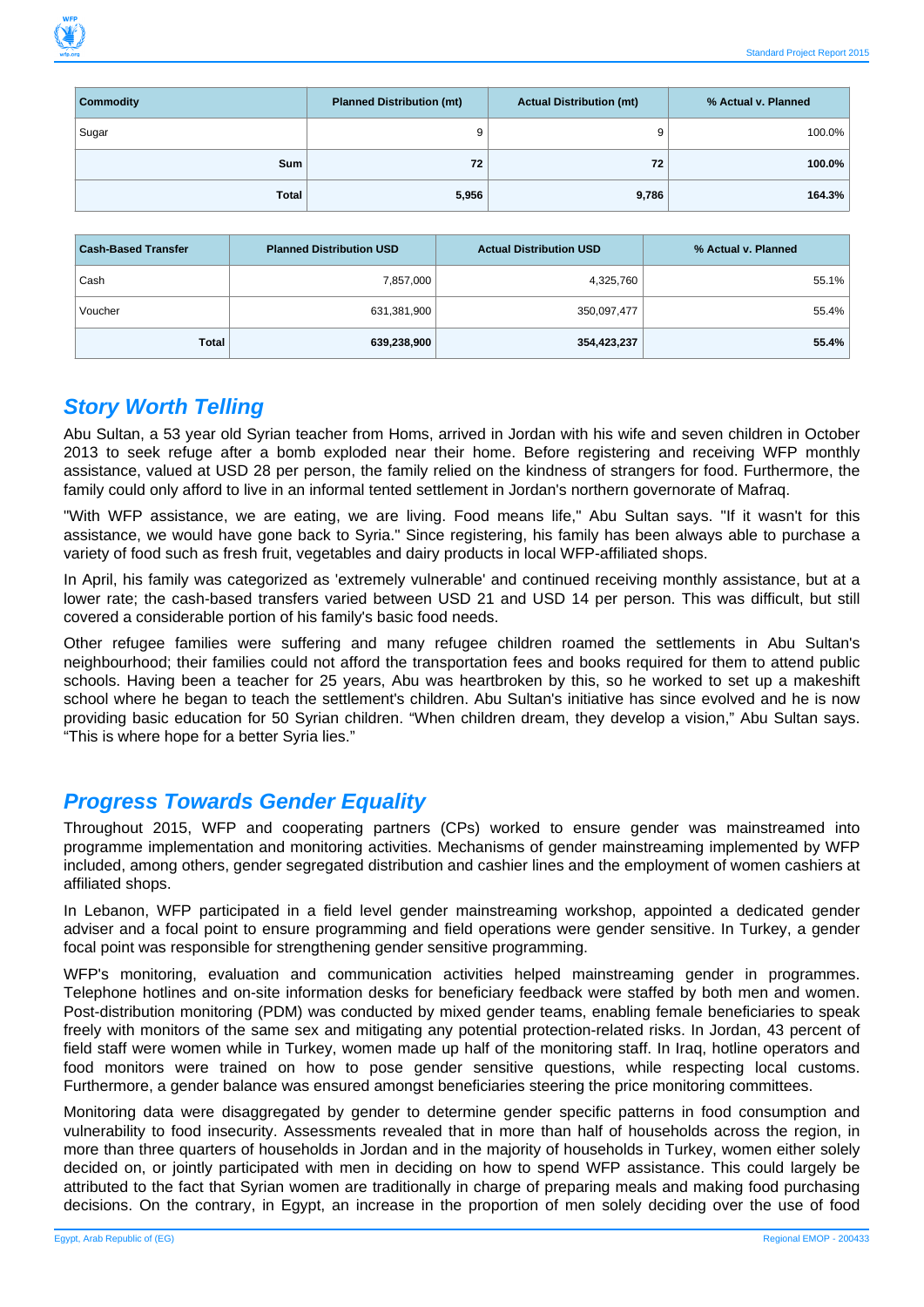| Commodity | Planned Distribution (mt) | Actual Distribution (mt) | % Actual v. Planned |
|---|---|---|---|
| Sugar | 9 | 9 | 100.0% |
| **Sum** | **72** | **72** | **100.0%** |
| **Total** | **5,956** | **9,786** | **164.3%** |

| Cash-Based Transfer | Planned Distribution USD | Actual Distribution USD | % Actual v. Planned |
|---|---|---|---|
| Cash | 7,857,000 | 4,325,760 | 55.1% |
| Voucher | 631,381,900 | 350,097,477 | 55.4% |
| **Total** | **639,238,900** | **354,423,237** | **55.4%** |

## *Story Worth Telling*

Abu Sultan, a 53 year old Syrian teacher from Homs, arrived in Jordan with his wife and seven children in October 2013 to seek refuge after a bomb exploded near their home. Before registering and receiving WFP monthly assistance, valued at USD 28 per person, the family relied on the kindness of strangers for food. Furthermore, the family could only afford to live in an informal tented settlement in Jordan's northern governorate of Mafraq.

"With WFP assistance, we are eating, we are living. Food means life," Abu Sultan says. "If it wasn't for this assistance, we would have gone back to Syria." Since registering, his family has been always able to purchase a variety of food such as fresh fruit, vegetables and dairy products in local WFP-affiliated shops.

In April, his family was categorized as 'extremely vulnerable' and continued receiving monthly assistance, but at a lower rate; the cash-based transfers varied between USD 21 and USD 14 per person. This was difficult, but still covered a considerable portion of his family's basic food needs.

Other refugee families were suffering and many refugee children roamed the settlements in Abu Sultan's neighbourhood; their families could not afford the transportation fees and books required for them to attend public schools. Having been a teacher for 25 years, Abu was heartbroken by this, so he worked to set up a makeshift school where he began to teach the settlement's children. Abu Sultan's initiative has since evolved and he is now providing basic education for 50 Syrian children. “When children dream, they develop a vision,” Abu Sultan says. “This is where hope for a better Syria lies.”

## *Progress Towards Gender Equality*

Throughout 2015, WFP and cooperating partners (CPs) worked to ensure gender was mainstreamed into programme implementation and monitoring activities. Mechanisms of gender mainstreaming implemented by WFP included, among others, gender segregated distribution and cashier lines and the employment of women cashiers at affiliated shops.

In Lebanon, WFP participated in a field level gender mainstreaming workshop, appointed a dedicated gender adviser and a focal point to ensure programming and field operations were gender sensitive. In Turkey, a gender focal point was responsible for strengthening gender sensitive programming.

WFP's monitoring, evaluation and communication activities helped mainstreaming gender in programmes. Telephone hotlines and on-site information desks for beneficiary feedback were staffed by both men and women. Post-distribution monitoring (PDM) was conducted by mixed gender teams, enabling female beneficiaries to speak freely with monitors of the same sex and mitigating any potential protection-related risks. In Jordan, 43 percent of field staff were women while in Turkey, women made up half of the monitoring staff. In Iraq, hotline operators and food monitors were trained on how to pose gender sensitive questions, while respecting local customs. Furthermore, a gender balance was ensured amongst beneficiaries steering the price monitoring committees.

Monitoring data were disaggregated by gender to determine gender specific patterns in food consumption and vulnerability to food insecurity. Assessments revealed that in more than half of households across the region, in more than three quarters of households in Jordan and in the majority of households in Turkey, women either solely decided on, or jointly participated with men in deciding on how to spend WFP assistance. This could largely be attributed to the fact that Syrian women are traditionally in charge of preparing meals and making food purchasing decisions. On the contrary, in Egypt, an increase in the proportion of men solely deciding over the use of food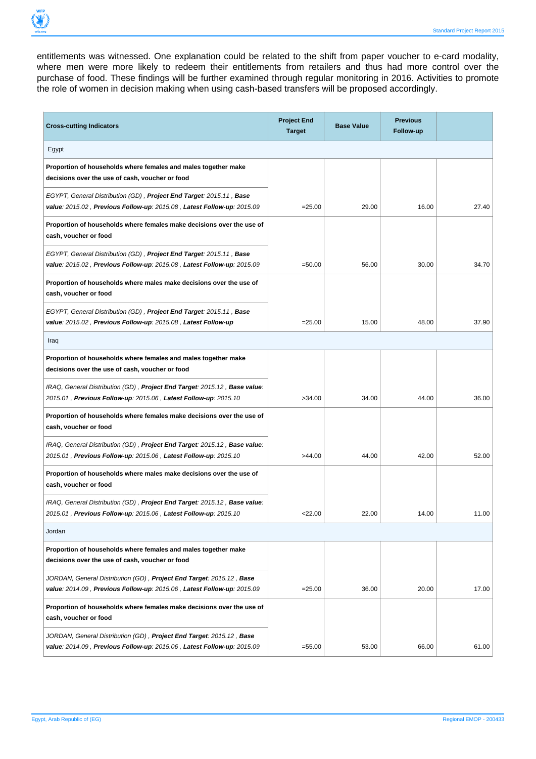entitlements was witnessed. One explanation could be related to the shift from paper voucher to e-card modality, where men were more likely to redeem their entitlements from retailers and thus had more control over the purchase of food. These findings will be further examined through regular monitoring in 2016. Activities to promote the role of women in decision making when using cash-based transfers will be proposed accordingly.

| Cross-cutting Indicators | Project End Target | Base Value | Previous Follow-up | |
|---|---|---|---|---|
| Egypt | | | | |
| **Proportion of households where females and males together make decisions over the use of cash, voucher or food** | | | | |
| *EGYPT, General Distribution (GD) , **Project End Target**: 2015.11 , **Base value**: 2015.02 , **Previous Follow-up**: 2015.08 , **Latest Follow-up**: 2015.09* | =25.00 | 29.00 | 16.00 | 27.40 |
| **Proportion of households where females make decisions over the use of cash, voucher or food** | | | | |
| *EGYPT, General Distribution (GD) , **Project End Target**: 2015.11 , **Base value**: 2015.02 , **Previous Follow-up**: 2015.08 , **Latest Follow-up**: 2015.09* | =50.00 | 56.00 | 30.00 | 34.70 |
| **Proportion of households where males make decisions over the use of cash, voucher or food** | | | | |
| *EGYPT, General Distribution (GD) , **Project End Target**: 2015.11 , **Base value**: 2015.02 , **Previous Follow-up**: 2015.08 , **Latest Follow-up*** | =25.00 | 15.00 | 48.00 | 37.90 |
| Iraq | | | | |
| **Proportion of households where females and males together make decisions over the use of cash, voucher or food** | | | | |
| *IRAQ, General Distribution (GD) , **Project End Target**: 2015.12 , **Base value**: 2015.01 , **Previous Follow-up**: 2015.06 , **Latest Follow-up**: 2015.10* | >34.00 | 34.00 | 44.00 | 36.00 |
| **Proportion of households where females make decisions over the use of cash, voucher or food** | | | | |
| *IRAQ, General Distribution (GD) , **Project End Target**: 2015.12 , **Base value**: 2015.01 , **Previous Follow-up**: 2015.06 , **Latest Follow-up**: 2015.10* | >44.00 | 44.00 | 42.00 | 52.00 |
| **Proportion of households where males make decisions over the use of cash, voucher or food** | | | | |
| *IRAQ, General Distribution (GD) , **Project End Target**: 2015.12 , **Base value**: 2015.01 , **Previous Follow-up**: 2015.06 , **Latest Follow-up**: 2015.10* | <22.00 | 22.00 | 14.00 | 11.00 |
| Jordan | | | | |
| **Proportion of households where females and males together make decisions over the use of cash, voucher or food** | | | | |
| *JORDAN, General Distribution (GD) , **Project End Target**: 2015.12 , **Base value**: 2014.09 , **Previous Follow-up**: 2015.06 , **Latest Follow-up**: 2015.09* | =25.00 | 36.00 | 20.00 | 17.00 |
| **Proportion of households where females make decisions over the use of cash, voucher or food** | | | | |
| *JORDAN, General Distribution (GD) , **Project End Target**: 2015.12 , **Base value**: 2014.09 , **Previous Follow-up**: 2015.06 , **Latest Follow-up**: 2015.09* | =55.00 | 53.00 | 66.00 | 61.00 |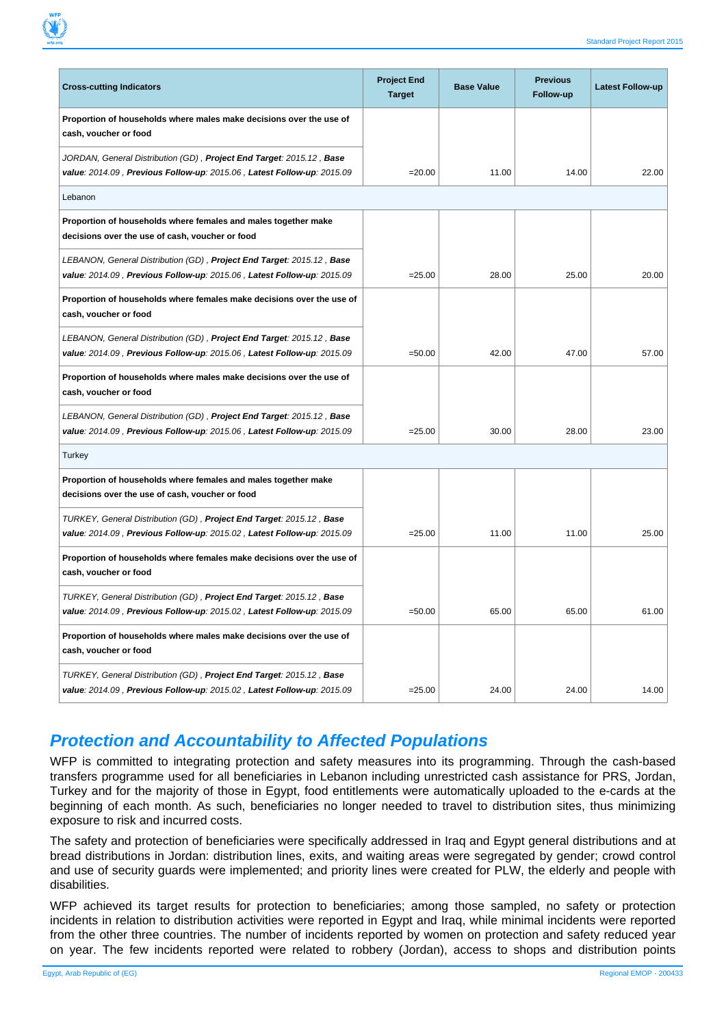| Cross-cutting Indicators | Project End Target | Base Value | Previous Follow-up | Latest Follow-up |
|---|---|---|---|---|
| **Proportion of households where males make decisions over the use of cash, voucher or food** | | | | |
| *JORDAN, General Distribution (GD) , **Project End Target**: 2015.12 , **Base value**: 2014.09 , **Previous Follow-up**: 2015.06 , **Latest Follow-up**: 2015.09* | =20.00 | 11.00 | 14.00 | 22.00 |
| Lebanon | | | | |
| **Proportion of households where females and males together make decisions over the use of cash, voucher or food** | | | | |
| *LEBANON, General Distribution (GD) , **Project End Target**: 2015.12 , **Base value**: 2014.09 , **Previous Follow-up**: 2015.06 , **Latest Follow-up**: 2015.09* | =25.00 | 28.00 | 25.00 | 20.00 |
| **Proportion of households where females make decisions over the use of cash, voucher or food** | | | | |
| *LEBANON, General Distribution (GD) , **Project End Target**: 2015.12 , **Base value**: 2014.09 , **Previous Follow-up**: 2015.06 , **Latest Follow-up**: 2015.09* | =50.00 | 42.00 | 47.00 | 57.00 |
| **Proportion of households where males make decisions over the use of cash, voucher or food** | | | | |
| *LEBANON, General Distribution (GD) , **Project End Target**: 2015.12 , **Base value**: 2014.09 , **Previous Follow-up**: 2015.06 , **Latest Follow-up**: 2015.09* | =25.00 | 30.00 | 28.00 | 23.00 |
| Turkey | | | | |
| **Proportion of households where females and males together make decisions over the use of cash, voucher or food** | | | | |
| *TURKEY, General Distribution (GD) , **Project End Target**: 2015.12 , **Base value**: 2014.09 , **Previous Follow-up**: 2015.02 , **Latest Follow-up**: 2015.09* | =25.00 | 11.00 | 11.00 | 25.00 |
| **Proportion of households where females make decisions over the use of cash, voucher or food** | | | | |
| *TURKEY, General Distribution (GD) , **Project End Target**: 2015.12 , **Base value**: 2014.09 , **Previous Follow-up**: 2015.02 , **Latest Follow-up**: 2015.09* | =50.00 | 65.00 | 65.00 | 61.00 |
| **Proportion of households where males make decisions over the use of cash, voucher or food** | | | | |
| *TURKEY, General Distribution (GD) , **Project End Target**: 2015.12 , **Base value**: 2014.09 , **Previous Follow-up**: 2015.02 , **Latest Follow-up**: 2015.09* | =25.00 | 24.00 | 24.00 | 14.00 |

## Protection and Accountability to Affected Populations

WFP is committed to integrating protection and safety measures into its programming. Through the cash-based transfers programme used for all beneficiaries in Lebanon including unrestricted cash assistance for PRS, Jordan, Turkey and for the majority of those in Egypt, food entitlements were automatically uploaded to the e-cards at the beginning of each month. As such, beneficiaries no longer needed to travel to distribution sites, thus minimizing exposure to risk and incurred costs.

The safety and protection of beneficiaries were specifically addressed in Iraq and Egypt general distributions and at bread distributions in Jordan: distribution lines, exits, and waiting areas were segregated by gender; crowd control and use of security guards were implemented; and priority lines were created for PLW, the elderly and people with disabilities.

WFP achieved its target results for protection to beneficiaries; among those sampled, no safety or protection incidents in relation to distribution activities were reported in Egypt and Iraq, while minimal incidents were reported from the other three countries. The number of incidents reported by women on protection and safety reduced year on year. The few incidents reported were related to robbery (Jordan), access to shops and distribution points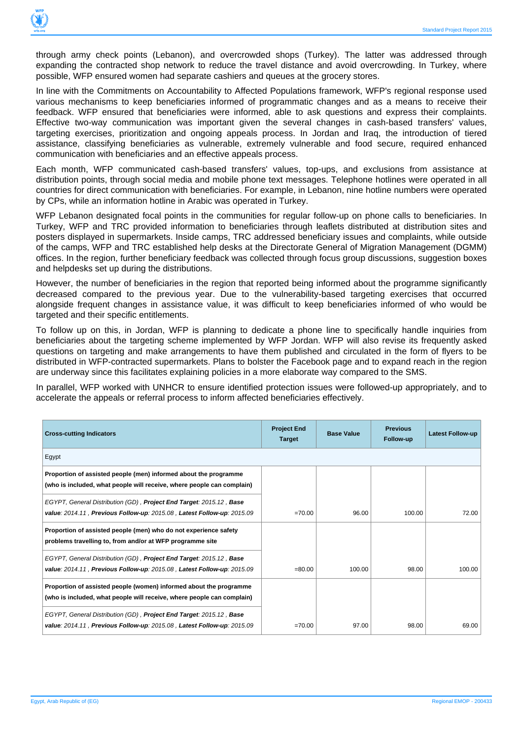through army check points (Lebanon), and overcrowded shops (Turkey). The latter was addressed through expanding the contracted shop network to reduce the travel distance and avoid overcrowding. In Turkey, where possible, WFP ensured women had separate cashiers and queues at the grocery stores.

In line with the Commitments on Accountability to Affected Populations framework, WFP's regional response used various mechanisms to keep beneficiaries informed of programmatic changes and as a means to receive their feedback. WFP ensured that beneficiaries were informed, able to ask questions and express their complaints. Effective two-way communication was important given the several changes in cash-based transfers' values, targeting exercises, prioritization and ongoing appeals process. In Jordan and Iraq, the introduction of tiered assistance, classifying beneficiaries as vulnerable, extremely vulnerable and food secure, required enhanced communication with beneficiaries and an effective appeals process.

Each month, WFP communicated cash-based transfers' values, top-ups, and exclusions from assistance at distribution points, through social media and mobile phone text messages. Telephone hotlines were operated in all countries for direct communication with beneficiaries. For example, in Lebanon, nine hotline numbers were operated by CPs, while an information hotline in Arabic was operated in Turkey.

WFP Lebanon designated focal points in the communities for regular follow-up on phone calls to beneficiaries. In Turkey, WFP and TRC provided information to beneficiaries through leaflets distributed at distribution sites and posters displayed in supermarkets. Inside camps, TRC addressed beneficiary issues and complaints, while outside of the camps, WFP and TRC established help desks at the Directorate General of Migration Management (DGMM) offices. In the region, further beneficiary feedback was collected through focus group discussions, suggestion boxes and helpdesks set up during the distributions.

However, the number of beneficiaries in the region that reported being informed about the programme significantly decreased compared to the previous year. Due to the vulnerability-based targeting exercises that occurred alongside frequent changes in assistance value, it was difficult to keep beneficiaries informed of who would be targeted and their specific entitlements.

To follow up on this, in Jordan, WFP is planning to dedicate a phone line to specifically handle inquiries from beneficiaries about the targeting scheme implemented by WFP Jordan. WFP will also revise its frequently asked questions on targeting and make arrangements to have them published and circulated in the form of flyers to be distributed in WFP-contracted supermarkets. Plans to bolster the Facebook page and to expand reach in the region are underway since this facilitates explaining policies in a more elaborate way compared to the SMS.

In parallel, WFP worked with UNHCR to ensure identified protection issues were followed-up appropriately, and to accelerate the appeals or referral process to inform affected beneficiaries effectively.

| Cross-cutting Indicators | Project End Target | Base Value | Previous Follow-up | Latest Follow-up |
|---|---|---|---|---|
| Egypt | | | | |
| **Proportion of assisted people (men) informed about the programme (who is included, what people will receive, where people can complain)** | | | | |
| *EGYPT, General Distribution (GD) , **Project End Target**: 2015.12 , **Base value**: 2014.11 , **Previous Follow-up**: 2015.08 , **Latest Follow-up**: 2015.09* | =70.00 | 96.00 | 100.00 | 72.00 |
| **Proportion of assisted people (men) who do not experience safety problems travelling to, from and/or at WFP programme site** | | | | |
| *EGYPT, General Distribution (GD) , **Project End Target**: 2015.12 , **Base value**: 2014.11 , **Previous Follow-up**: 2015.08 , **Latest Follow-up**: 2015.09* | =80.00 | 100.00 | 98.00 | 100.00 |
| **Proportion of assisted people (women) informed about the programme (who is included, what people will receive, where people can complain)** | | | | |
| *EGYPT, General Distribution (GD) , **Project End Target**: 2015.12 , **Base value**: 2014.11 , **Previous Follow-up**: 2015.08 , **Latest Follow-up**: 2015.09* | =70.00 | 97.00 | 98.00 | 69.00 |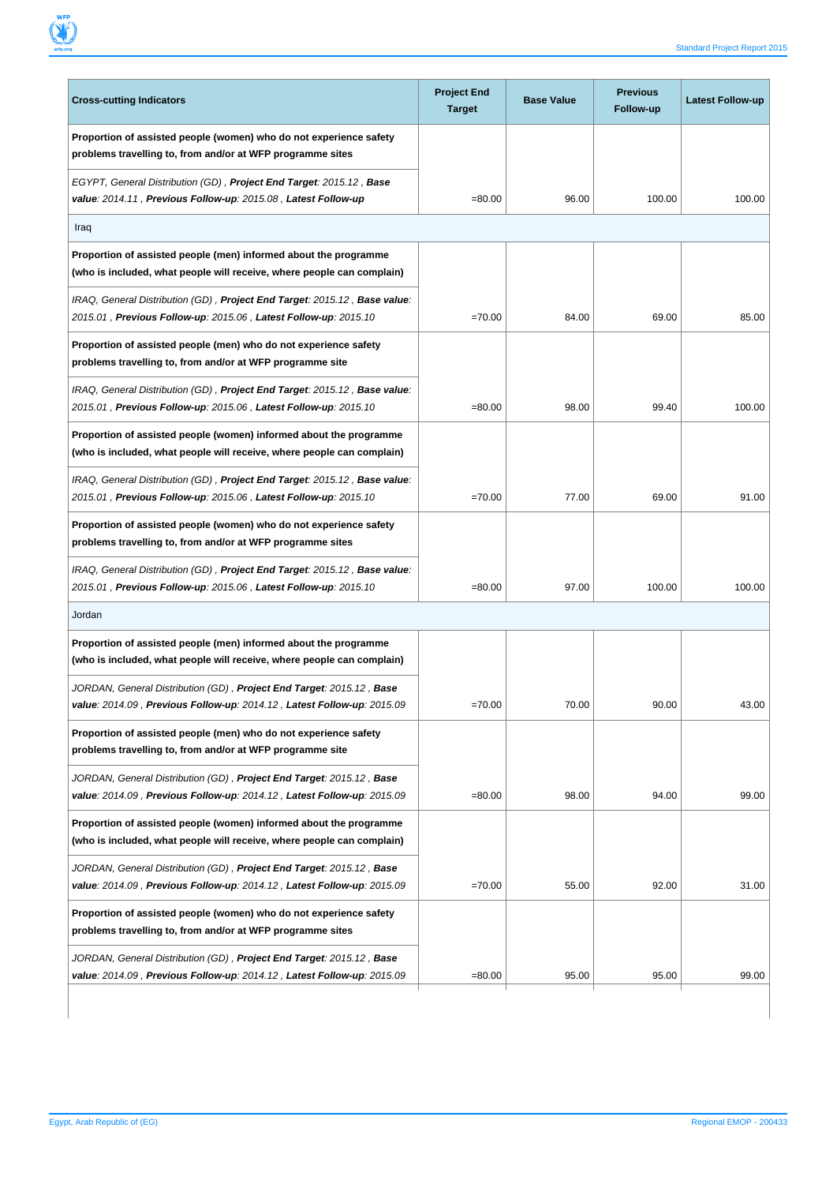| Cross-cutting Indicators | Project End Target | Base Value | Previous Follow-up | Latest Follow-up |
|---|---|---|---|---|
| **Proportion of assisted people (women) who do not experience safety problems travelling to, from and/or at WFP programme sites** | | | | |
| *EGYPT, General Distribution (GD) , **Project End Target**: 2015.12 , **Base value**: 2014.11 , **Previous Follow-up**: 2015.08 , **Latest Follow-up*** | =80.00 | 96.00 | 100.00 | 100.00 |
| Iraq | | | | |
| **Proportion of assisted people (men) informed about the programme (who is included, what people will receive, where people can complain)** | | | | |
| *IRAQ, General Distribution (GD) , **Project End Target**: 2015.12 , **Base value**: 2015.01 , **Previous Follow-up**: 2015.06 , **Latest Follow-up**: 2015.10* | =70.00 | 84.00 | 69.00 | 85.00 |
| **Proportion of assisted people (men) who do not experience safety problems travelling to, from and/or at WFP programme site** | | | | |
| *IRAQ, General Distribution (GD) , **Project End Target**: 2015.12 , **Base value**: 2015.01 , **Previous Follow-up**: 2015.06 , **Latest Follow-up**: 2015.10* | =80.00 | 98.00 | 99.40 | 100.00 |
| **Proportion of assisted people (women) informed about the programme (who is included, what people will receive, where people can complain)** | | | | |
| *IRAQ, General Distribution (GD) , **Project End Target**: 2015.12 , **Base value**: 2015.01 , **Previous Follow-up**: 2015.06 , **Latest Follow-up**: 2015.10* | =70.00 | 77.00 | 69.00 | 91.00 |
| **Proportion of assisted people (women) who do not experience safety problems travelling to, from and/or at WFP programme sites** | | | | |
| *IRAQ, General Distribution (GD) , **Project End Target**: 2015.12 , **Base value**: 2015.01 , **Previous Follow-up**: 2015.06 , **Latest Follow-up**: 2015.10* | =80.00 | 97.00 | 100.00 | 100.00 |
| Jordan | | | | |
| **Proportion of assisted people (men) informed about the programme (who is included, what people will receive, where people can complain)** | | | | |
| *JORDAN, General Distribution (GD) , **Project End Target**: 2015.12 , **Base value**: 2014.09 , **Previous Follow-up**: 2014.12 , **Latest Follow-up**: 2015.09* | =70.00 | 70.00 | 90.00 | 43.00 |
| **Proportion of assisted people (men) who do not experience safety problems travelling to, from and/or at WFP programme site** | | | | |
| *JORDAN, General Distribution (GD) , **Project End Target**: 2015.12 , **Base value**: 2014.09 , **Previous Follow-up**: 2014.12 , **Latest Follow-up**: 2015.09* | =80.00 | 98.00 | 94.00 | 99.00 |
| **Proportion of assisted people (women) informed about the programme (who is included, what people will receive, where people can complain)** | | | | |
| *JORDAN, General Distribution (GD) , **Project End Target**: 2015.12 , **Base value**: 2014.09 , **Previous Follow-up**: 2014.12 , **Latest Follow-up**: 2015.09* | =70.00 | 55.00 | 92.00 | 31.00 |
| **Proportion of assisted people (women) who do not experience safety problems travelling to, from and/or at WFP programme sites** | | | | |
| *JORDAN, General Distribution (GD) , **Project End Target**: 2015.12 , **Base value**: 2014.09 , **Previous Follow-up**: 2014.12 , **Latest Follow-up**: 2015.09* | =80.00 | 95.00 | 95.00 | 99.00 |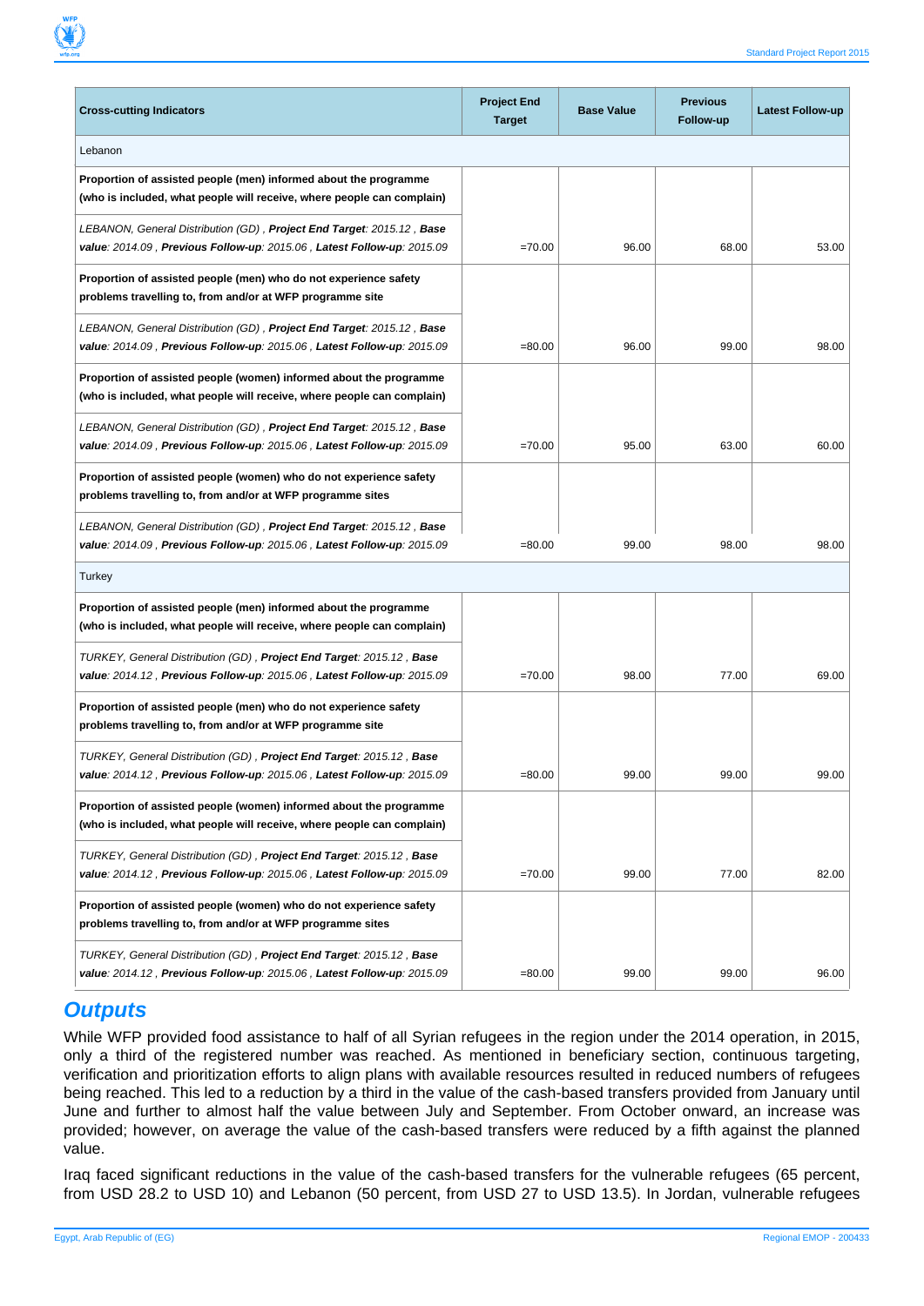| Cross-cutting Indicators | Project End Target | Base Value | Previous Follow-up | Latest Follow-up |
|---|---|---|---|---|
| Lebanon | | | | |
| **Proportion of assisted people (men) informed about the programme (who is included, what people will receive, where people can complain)** | | | | |
| *LEBANON, General Distribution (GD) , **Project End Target**: 2015.12 , **Base value**: 2014.09 , **Previous Follow-up**: 2015.06 , **Latest Follow-up**: 2015.09* | =70.00 | 96.00 | 68.00 | 53.00 |
| **Proportion of assisted people (men) who do not experience safety problems travelling to, from and/or at WFP programme site** | | | | |
| *LEBANON, General Distribution (GD) , **Project End Target**: 2015.12 , **Base value**: 2014.09 , **Previous Follow-up**: 2015.06 , **Latest Follow-up**: 2015.09* | =80.00 | 96.00 | 99.00 | 98.00 |
| **Proportion of assisted people (women) informed about the programme (who is included, what people will receive, where people can complain)** | | | | |
| *LEBANON, General Distribution (GD) , **Project End Target**: 2015.12 , **Base value**: 2014.09 , **Previous Follow-up**: 2015.06 , **Latest Follow-up**: 2015.09* | =70.00 | 95.00 | 63.00 | 60.00 |
| **Proportion of assisted people (women) who do not experience safety problems travelling to, from and/or at WFP programme sites** | | | | |
| *LEBANON, General Distribution (GD) , **Project End Target**: 2015.12 , **Base value**: 2014.09 , **Previous Follow-up**: 2015.06 , **Latest Follow-up**: 2015.09* | =80.00 | 99.00 | 98.00 | 98.00 |
| Turkey | | | | |
| **Proportion of assisted people (men) informed about the programme (who is included, what people will receive, where people can complain)** | | | | |
| *TURKEY, General Distribution (GD) , **Project End Target**: 2015.12 , **Base value**: 2014.12 , **Previous Follow-up**: 2015.06 , **Latest Follow-up**: 2015.09* | =70.00 | 98.00 | 77.00 | 69.00 |
| **Proportion of assisted people (men) who do not experience safety problems travelling to, from and/or at WFP programme site** | | | | |
| *TURKEY, General Distribution (GD) , **Project End Target**: 2015.12 , **Base value**: 2014.12 , **Previous Follow-up**: 2015.06 , **Latest Follow-up**: 2015.09* | =80.00 | 99.00 | 99.00 | 99.00 |
| **Proportion of assisted people (women) informed about the programme (who is included, what people will receive, where people can complain)** | | | | |
| *TURKEY, General Distribution (GD) , **Project End Target**: 2015.12 , **Base value**: 2014.12 , **Previous Follow-up**: 2015.06 , **Latest Follow-up**: 2015.09* | =70.00 | 99.00 | 77.00 | 82.00 |
| **Proportion of assisted people (women) who do not experience safety problems travelling to, from and/or at WFP programme sites** | | | | |
| *TURKEY, General Distribution (GD) , **Project End Target**: 2015.12 , **Base value**: 2014.12 , **Previous Follow-up**: 2015.06 , **Latest Follow-up**: 2015.09* | =80.00 | 99.00 | 99.00 | 96.00 |

## Outputs

While WFP provided food assistance to half of all Syrian refugees in the region under the 2014 operation, in 2015, only a third of the registered number was reached. As mentioned in beneficiary section, continuous targeting, verification and prioritization efforts to align plans with available resources resulted in reduced numbers of refugees being reached. This led to a reduction by a third in the value of the cash-based transfers provided from January until June and further to almost half the value between July and September. From October onward, an increase was provided; however, on average the value of the cash-based transfers were reduced by a fifth against the planned value.

Iraq faced significant reductions in the value of the cash-based transfers for the vulnerable refugees (65 percent, from USD 28.2 to USD 10) and Lebanon (50 percent, from USD 27 to USD 13.5). In Jordan, vulnerable refugees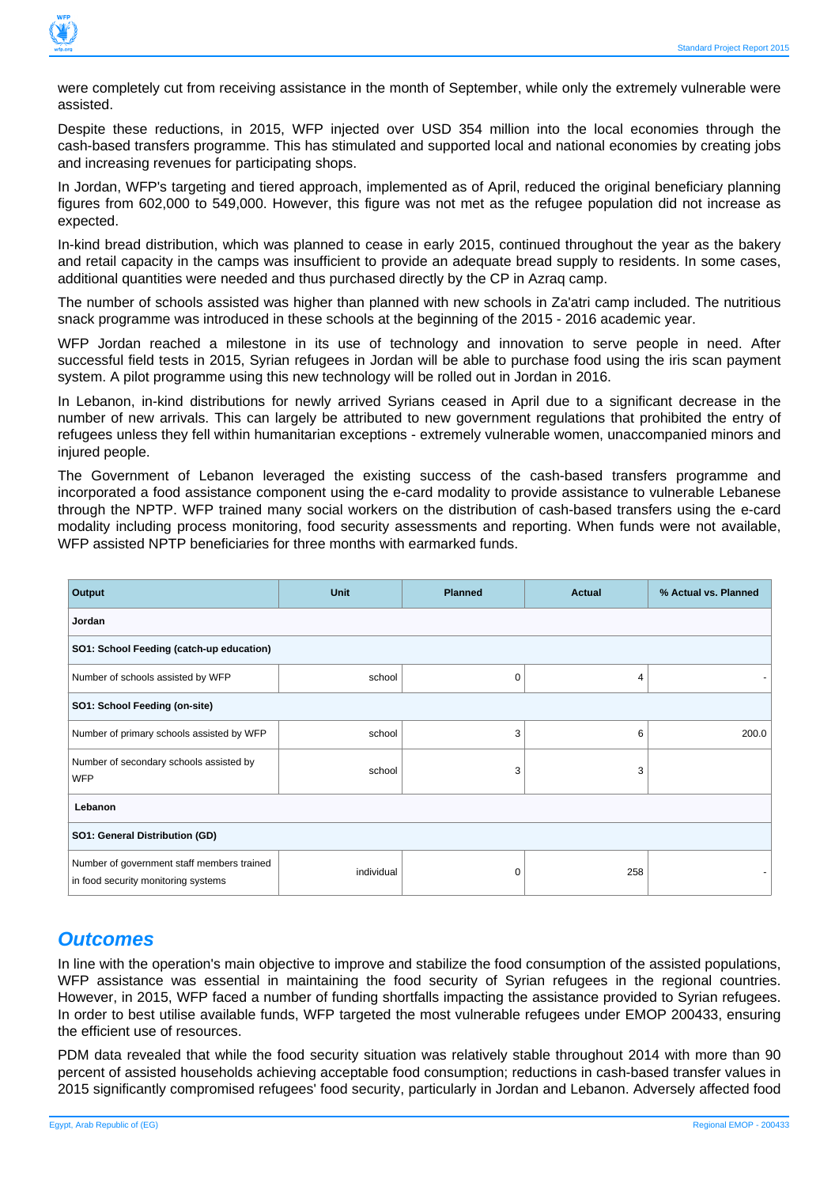were completely cut from receiving assistance in the month of September, while only the extremely vulnerable were assisted.

Despite these reductions, in 2015, WFP injected over USD 354 million into the local economies through the cash-based transfers programme. This has stimulated and supported local and national economies by creating jobs and increasing revenues for participating shops.

In Jordan, WFP's targeting and tiered approach, implemented as of April, reduced the original beneficiary planning figures from 602,000 to 549,000. However, this figure was not met as the refugee population did not increase as expected.

In-kind bread distribution, which was planned to cease in early 2015, continued throughout the year as the bakery and retail capacity in the camps was insufficient to provide an adequate bread supply to residents. In some cases, additional quantities were needed and thus purchased directly by the CP in Azraq camp.

The number of schools assisted was higher than planned with new schools in Za'atri camp included. The nutritious snack programme was introduced in these schools at the beginning of the 2015 - 2016 academic year.

WFP Jordan reached a milestone in its use of technology and innovation to serve people in need. After successful field tests in 2015, Syrian refugees in Jordan will be able to purchase food using the iris scan payment system. A pilot programme using this new technology will be rolled out in Jordan in 2016.

In Lebanon, in-kind distributions for newly arrived Syrians ceased in April due to a significant decrease in the number of new arrivals. This can largely be attributed to new government regulations that prohibited the entry of refugees unless they fell within humanitarian exceptions - extremely vulnerable women, unaccompanied minors and injured people.

The Government of Lebanon leveraged the existing success of the cash-based transfers programme and incorporated a food assistance component using the e-card modality to provide assistance to vulnerable Lebanese through the NPTP. WFP trained many social workers on the distribution of cash-based transfers using the e-card modality including process monitoring, food security assessments and reporting. When funds were not available, WFP assisted NPTP beneficiaries for three months with earmarked funds.

| Output | Unit | Planned | Actual | % Actual vs. Planned |
|---|---|---|---|---|
| **Jordan** | | | | |
| **SO1: School Feeding (catch-up education)** | | | | |
| Number of schools assisted by WFP | school | 0 | 4 | - |
| **SO1: School Feeding (on-site)** | | | | |
| Number of primary schools assisted by WFP | school | 3 | 6 | 200.0 |
| Number of secondary schools assisted by WFP | school | 3 | 3 | |
| **Lebanon** | | | | |
| **SO1: General Distribution (GD)** | | | | |
| Number of government staff members trained in food security monitoring systems | individual | 0 | 258 | - |

## *Outcomes*

In line with the operation's main objective to improve and stabilize the food consumption of the assisted populations, WFP assistance was essential in maintaining the food security of Syrian refugees in the regional countries. However, in 2015, WFP faced a number of funding shortfalls impacting the assistance provided to Syrian refugees. In order to best utilise available funds, WFP targeted the most vulnerable refugees under EMOP 200433, ensuring the efficient use of resources.

PDM data revealed that while the food security situation was relatively stable throughout 2014 with more than 90 percent of assisted households achieving acceptable food consumption; reductions in cash-based transfer values in 2015 significantly compromised refugees' food security, particularly in Jordan and Lebanon. Adversely affected food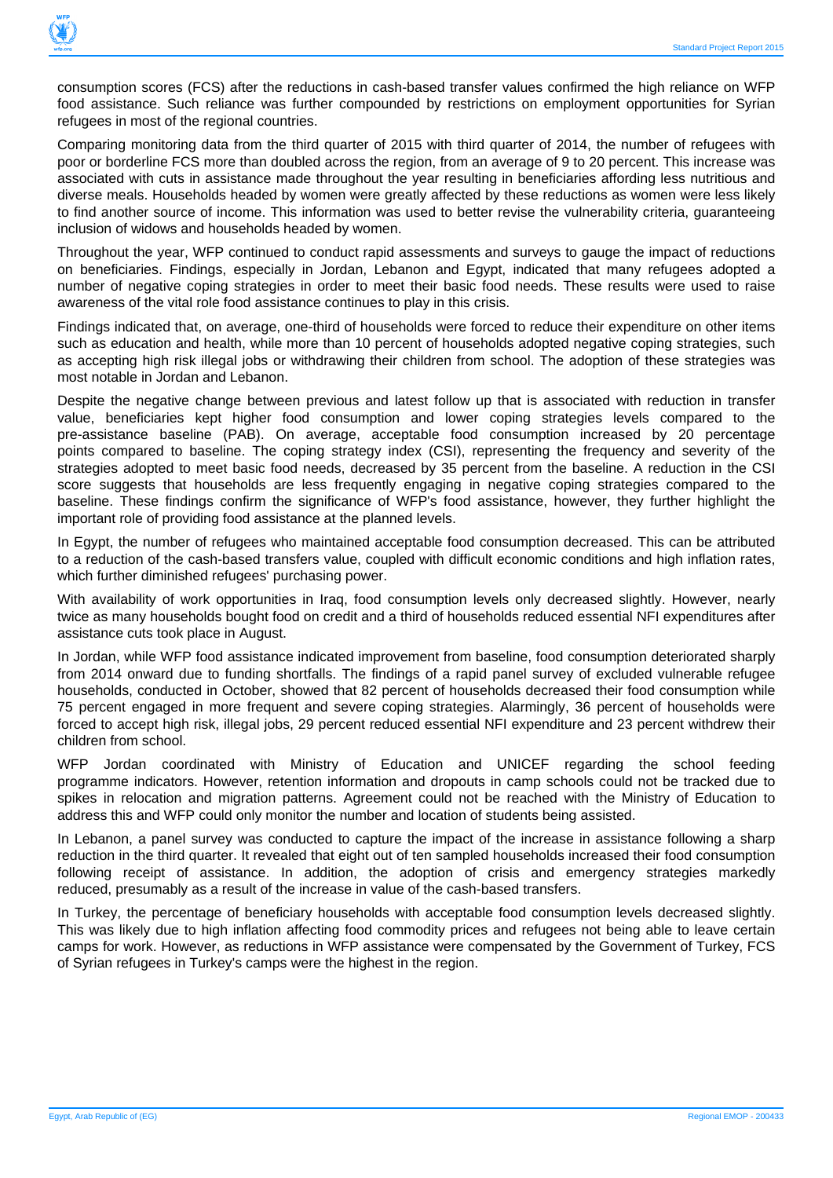consumption scores (FCS) after the reductions in cash-based transfer values confirmed the high reliance on WFP food assistance. Such reliance was further compounded by restrictions on employment opportunities for Syrian refugees in most of the regional countries.

Comparing monitoring data from the third quarter of 2015 with third quarter of 2014, the number of refugees with poor or borderline FCS more than doubled across the region, from an average of 9 to 20 percent. This increase was associated with cuts in assistance made throughout the year resulting in beneficiaries affording less nutritious and diverse meals. Households headed by women were greatly affected by these reductions as women were less likely to find another source of income. This information was used to better revise the vulnerability criteria, guaranteeing inclusion of widows and households headed by women.

Throughout the year, WFP continued to conduct rapid assessments and surveys to gauge the impact of reductions on beneficiaries. Findings, especially in Jordan, Lebanon and Egypt, indicated that many refugees adopted a number of negative coping strategies in order to meet their basic food needs. These results were used to raise awareness of the vital role food assistance continues to play in this crisis.

Findings indicated that, on average, one-third of households were forced to reduce their expenditure on other items such as education and health, while more than 10 percent of households adopted negative coping strategies, such as accepting high risk illegal jobs or withdrawing their children from school. The adoption of these strategies was most notable in Jordan and Lebanon.

Despite the negative change between previous and latest follow up that is associated with reduction in transfer value, beneficiaries kept higher food consumption and lower coping strategies levels compared to the pre-assistance baseline (PAB). On average, acceptable food consumption increased by 20 percentage points compared to baseline. The coping strategy index (CSI), representing the frequency and severity of the strategies adopted to meet basic food needs, decreased by 35 percent from the baseline. A reduction in the CSI score suggests that households are less frequently engaging in negative coping strategies compared to the baseline. These findings confirm the significance of WFP's food assistance, however, they further highlight the important role of providing food assistance at the planned levels.

In Egypt, the number of refugees who maintained acceptable food consumption decreased. This can be attributed to a reduction of the cash-based transfers value, coupled with difficult economic conditions and high inflation rates, which further diminished refugees' purchasing power.

With availability of work opportunities in Iraq, food consumption levels only decreased slightly. However, nearly twice as many households bought food on credit and a third of households reduced essential NFI expenditures after assistance cuts took place in August.

In Jordan, while WFP food assistance indicated improvement from baseline, food consumption deteriorated sharply from 2014 onward due to funding shortfalls. The findings of a rapid panel survey of excluded vulnerable refugee households, conducted in October, showed that 82 percent of households decreased their food consumption while 75 percent engaged in more frequent and severe coping strategies. Alarmingly, 36 percent of households were forced to accept high risk, illegal jobs, 29 percent reduced essential NFI expenditure and 23 percent withdrew their children from school.

WFP Jordan coordinated with Ministry of Education and UNICEF regarding the school feeding programme indicators. However, retention information and dropouts in camp schools could not be tracked due to spikes in relocation and migration patterns. Agreement could not be reached with the Ministry of Education to address this and WFP could only monitor the number and location of students being assisted.

In Lebanon, a panel survey was conducted to capture the impact of the increase in assistance following a sharp reduction in the third quarter. It revealed that eight out of ten sampled households increased their food consumption following receipt of assistance. In addition, the adoption of crisis and emergency strategies markedly reduced, presumably as a result of the increase in value of the cash-based transfers.

In Turkey, the percentage of beneficiary households with acceptable food consumption levels decreased slightly. This was likely due to high inflation affecting food commodity prices and refugees not being able to leave certain camps for work. However, as reductions in WFP assistance were compensated by the Government of Turkey, FCS of Syrian refugees in Turkey's camps were the highest in the region.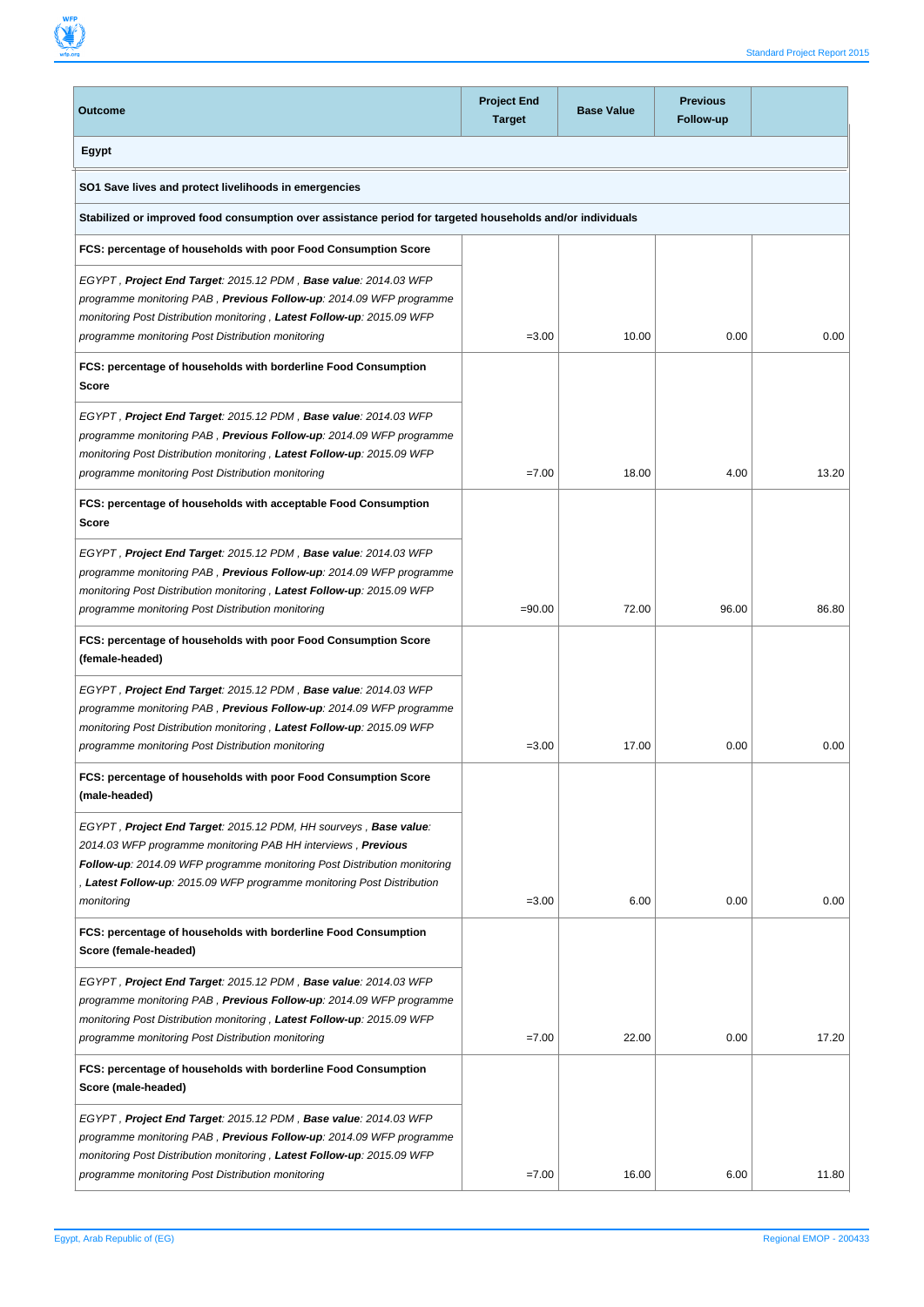| Outcome | Project End Target | Base Value | Previous Follow-up | |
|---|---|---|---|---|
| **Egypt** | | | | |
| **SO1 Save lives and protect livelihoods in emergencies** | | | | |
| **Stabilized or improved food consumption over assistance period for targeted households and/or individuals** | | | | |
| **FCS: percentage of households with poor Food Consumption Score** | | | | |
| *EGYPT , **Project End Target**: 2015.12 PDM , **Base value**: 2014.03 WFP programme monitoring PAB , **Previous Follow-up**: 2014.09 WFP programme monitoring Post Distribution monitoring , **Latest Follow-up**: 2015.09 WFP programme monitoring Post Distribution monitoring* | =3.00 | 10.00 | 0.00 | 0.00 |
| **FCS: percentage of households with borderline Food Consumption Score** | | | | |
| *EGYPT , **Project End Target**: 2015.12 PDM , **Base value**: 2014.03 WFP programme monitoring PAB , **Previous Follow-up**: 2014.09 WFP programme monitoring Post Distribution monitoring , **Latest Follow-up**: 2015.09 WFP programme monitoring Post Distribution monitoring* | =7.00 | 18.00 | 4.00 | 13.20 |
| **FCS: percentage of households with acceptable Food Consumption Score** | | | | |
| *EGYPT , **Project End Target**: 2015.12 PDM , **Base value**: 2014.03 WFP programme monitoring PAB , **Previous Follow-up**: 2014.09 WFP programme monitoring Post Distribution monitoring , **Latest Follow-up**: 2015.09 WFP programme monitoring Post Distribution monitoring* | =90.00 | 72.00 | 96.00 | 86.80 |
| **FCS: percentage of households with poor Food Consumption Score (female-headed)** | | | | |
| *EGYPT , **Project End Target**: 2015.12 PDM , **Base value**: 2014.03 WFP programme monitoring PAB , **Previous Follow-up**: 2014.09 WFP programme monitoring Post Distribution monitoring , **Latest Follow-up**: 2015.09 WFP programme monitoring Post Distribution monitoring* | =3.00 | 17.00 | 0.00 | 0.00 |
| **FCS: percentage of households with poor Food Consumption Score (male-headed)** | | | | |
| *EGYPT , **Project End Target**: 2015.12 PDM, HH sourveys , **Base value**: 2014.03 WFP programme monitoring PAB HH interviews , **Previous Follow-up**: 2014.09 WFP programme monitoring Post Distribution monitoring , **Latest Follow-up**: 2015.09 WFP programme monitoring Post Distribution monitoring* | =3.00 | 6.00 | 0.00 | 0.00 |
| **FCS: percentage of households with borderline Food Consumption Score (female-headed)** | | | | |
| *EGYPT , **Project End Target**: 2015.12 PDM , **Base value**: 2014.03 WFP programme monitoring PAB , **Previous Follow-up**: 2014.09 WFP programme monitoring Post Distribution monitoring , **Latest Follow-up**: 2015.09 WFP programme monitoring Post Distribution monitoring* | =7.00 | 22.00 | 0.00 | 17.20 |
| **FCS: percentage of households with borderline Food Consumption Score (male-headed)** | | | | |
| *EGYPT , **Project End Target**: 2015.12 PDM , **Base value**: 2014.03 WFP programme monitoring PAB , **Previous Follow-up**: 2014.09 WFP programme monitoring Post Distribution monitoring , **Latest Follow-up**: 2015.09 WFP programme monitoring Post Distribution monitoring* | =7.00 | 16.00 | 6.00 | 11.80 |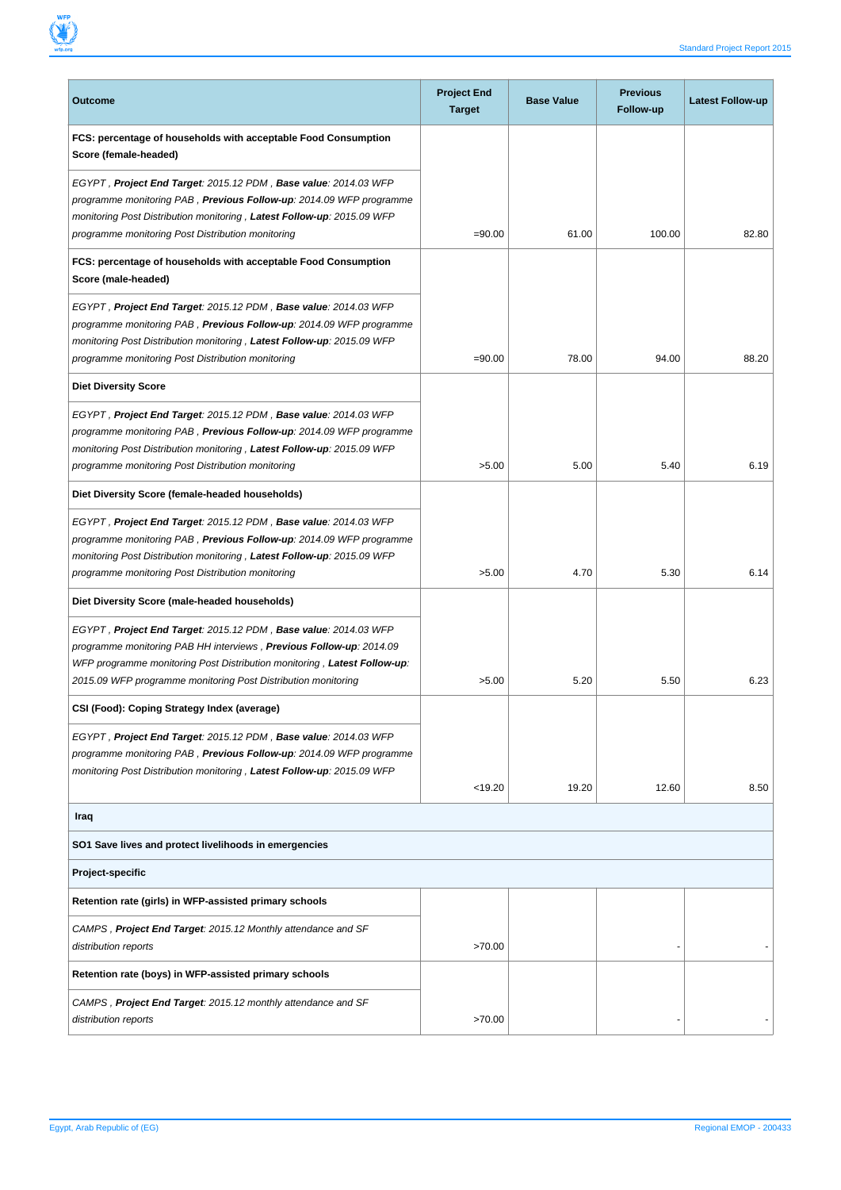| Outcome | Project End Target | Base Value | Previous Follow-up | Latest Follow-up |
|---|---|---|---|---|
| **FCS: percentage of households with acceptable Food Consumption Score (female-headed)** | | | | |
| *EGYPT , **Project End Target**: 2015.12 PDM , **Base value**: 2014.03 WFP programme monitoring PAB , **Previous Follow-up**: 2014.09 WFP programme monitoring Post Distribution monitoring , **Latest Follow-up**: 2015.09 WFP programme monitoring Post Distribution monitoring* | =90.00 | 61.00 | 100.00 | 82.80 |
| **FCS: percentage of households with acceptable Food Consumption Score (male-headed)** | | | | |
| *EGYPT , **Project End Target**: 2015.12 PDM , **Base value**: 2014.03 WFP programme monitoring PAB , **Previous Follow-up**: 2014.09 WFP programme monitoring Post Distribution monitoring , **Latest Follow-up**: 2015.09 WFP programme monitoring Post Distribution monitoring* | =90.00 | 78.00 | 94.00 | 88.20 |
| **Diet Diversity Score** | | | | |
| *EGYPT , **Project End Target**: 2015.12 PDM , **Base value**: 2014.03 WFP programme monitoring PAB , **Previous Follow-up**: 2014.09 WFP programme monitoring Post Distribution monitoring , **Latest Follow-up**: 2015.09 WFP programme monitoring Post Distribution monitoring* | >5.00 | 5.00 | 5.40 | 6.19 |
| **Diet Diversity Score (female-headed households)** | | | | |
| *EGYPT , **Project End Target**: 2015.12 PDM , **Base value**: 2014.03 WFP programme monitoring PAB , **Previous Follow-up**: 2014.09 WFP programme monitoring Post Distribution monitoring , **Latest Follow-up**: 2015.09 WFP programme monitoring Post Distribution monitoring* | >5.00 | 4.70 | 5.30 | 6.14 |
| **Diet Diversity Score (male-headed households)** | | | | |
| *EGYPT , **Project End Target**: 2015.12 PDM , **Base value**: 2014.03 WFP programme monitoring PAB HH interviews , **Previous Follow-up**: 2014.09 WFP programme monitoring Post Distribution monitoring , **Latest Follow-up**: 2015.09 WFP programme monitoring Post Distribution monitoring* | >5.00 | 5.20 | 5.50 | 6.23 |
| **CSI (Food): Coping Strategy Index (average)** | | | | |
| *EGYPT , **Project End Target**: 2015.12 PDM , **Base value**: 2014.03 WFP programme monitoring PAB , **Previous Follow-up**: 2014.09 WFP programme monitoring Post Distribution monitoring , **Latest Follow-up**: 2015.09 WFP* | <19.20 | 19.20 | 12.60 | 8.50 |
| **Iraq** | | | | |
| **SO1 Save lives and protect livelihoods in emergencies** | | | | |
| **Project-specific** | | | | |
| **Retention rate (girls) in WFP-assisted primary schools** | | | | |
| *CAMPS , **Project End Target**: 2015.12 Monthly attendance and SF distribution reports* | >70.00 | | - | - |
| **Retention rate (boys) in WFP-assisted primary schools** | | | | |
| *CAMPS , **Project End Target**: 2015.12 monthly attendance and SF distribution reports* | >70.00 | | - | - |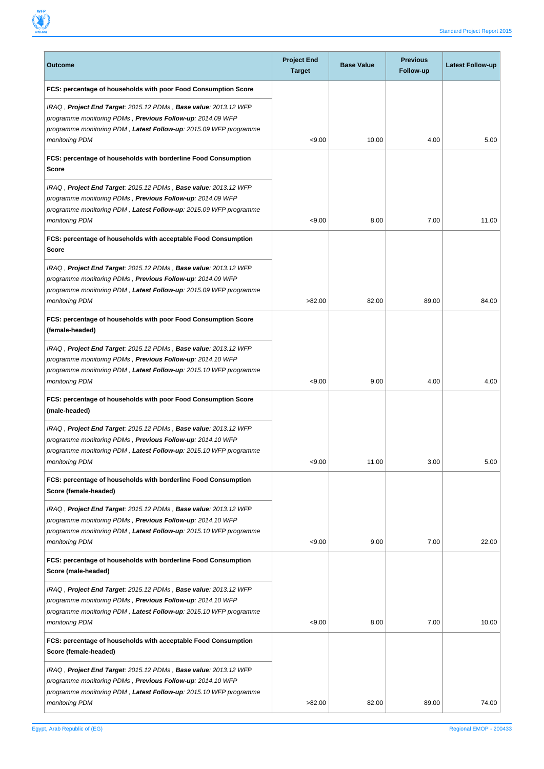| Outcome | Project End Target | Base Value | Previous Follow-up | Latest Follow-up |
|---|---|---|---|---|
| **FCS: percentage of households with poor Food Consumption Score** | | | | |
| *IRAQ , **Project End Target**: 2015.12 PDMs , **Base value**: 2013.12 WFP programme monitoring PDMs , **Previous Follow-up**: 2014.09 WFP programme monitoring PDM , **Latest Follow-up**: 2015.09 WFP programme monitoring PDM* | <9.00 | 10.00 | 4.00 | 5.00 |
| **FCS: percentage of households with borderline Food Consumption Score** | | | | |
| *IRAQ , **Project End Target**: 2015.12 PDMs , **Base value**: 2013.12 WFP programme monitoring PDMs , **Previous Follow-up**: 2014.09 WFP programme monitoring PDM , **Latest Follow-up**: 2015.09 WFP programme monitoring PDM* | <9.00 | 8.00 | 7.00 | 11.00 |
| **FCS: percentage of households with acceptable Food Consumption Score** | | | | |
| *IRAQ , **Project End Target**: 2015.12 PDMs , **Base value**: 2013.12 WFP programme monitoring PDMs , **Previous Follow-up**: 2014.09 WFP programme monitoring PDM , **Latest Follow-up**: 2015.09 WFP programme monitoring PDM* | >82.00 | 82.00 | 89.00 | 84.00 |
| **FCS: percentage of households with poor Food Consumption Score (female-headed)** | | | | |
| *IRAQ , **Project End Target**: 2015.12 PDMs , **Base value**: 2013.12 WFP programme monitoring PDMs , **Previous Follow-up**: 2014.10 WFP programme monitoring PDM , **Latest Follow-up**: 2015.10 WFP programme monitoring PDM* | <9.00 | 9.00 | 4.00 | 4.00 |
| **FCS: percentage of households with poor Food Consumption Score (male-headed)** | | | | |
| *IRAQ , **Project End Target**: 2015.12 PDMs , **Base value**: 2013.12 WFP programme monitoring PDMs , **Previous Follow-up**: 2014.10 WFP programme monitoring PDM , **Latest Follow-up**: 2015.10 WFP programme monitoring PDM* | <9.00 | 11.00 | 3.00 | 5.00 |
| **FCS: percentage of households with borderline Food Consumption Score (female-headed)** | | | | |
| *IRAQ , **Project End Target**: 2015.12 PDMs , **Base value**: 2013.12 WFP programme monitoring PDMs , **Previous Follow-up**: 2014.10 WFP programme monitoring PDM , **Latest Follow-up**: 2015.10 WFP programme monitoring PDM* | <9.00 | 9.00 | 7.00 | 22.00 |
| **FCS: percentage of households with borderline Food Consumption Score (male-headed)** | | | | |
| *IRAQ , **Project End Target**: 2015.12 PDMs , **Base value**: 2013.12 WFP programme monitoring PDMs , **Previous Follow-up**: 2014.10 WFP programme monitoring PDM , **Latest Follow-up**: 2015.10 WFP programme monitoring PDM* | <9.00 | 8.00 | 7.00 | 10.00 |
| **FCS: percentage of households with acceptable Food Consumption Score (female-headed)** | | | | |
| *IRAQ , **Project End Target**: 2015.12 PDMs , **Base value**: 2013.12 WFP programme monitoring PDMs , **Previous Follow-up**: 2014.10 WFP programme monitoring PDM , **Latest Follow-up**: 2015.10 WFP programme monitoring PDM* | >82.00 | 82.00 | 89.00 | 74.00 |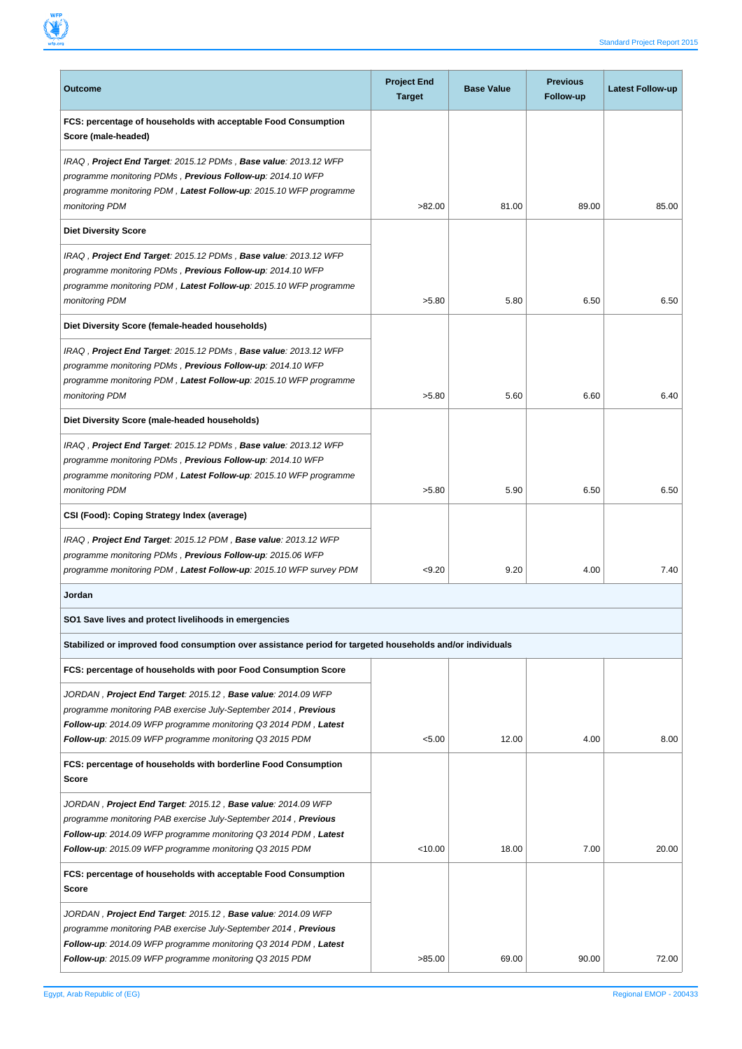| Outcome | Project End Target | Base Value | Previous Follow-up | Latest Follow-up |
|---|---|---|---|---|
| **FCS: percentage of households with acceptable Food Consumption Score (male-headed)** | | | | |
| *IRAQ , **Project End Target**: 2015.12 PDMs , **Base value**: 2013.12 WFP programme monitoring PDMs , **Previous Follow-up**: 2014.10 WFP programme monitoring PDM , **Latest Follow-up**: 2015.10 WFP programme monitoring PDM* | >82.00 | 81.00 | 89.00 | 85.00 |
| **Diet Diversity Score** | | | | |
| *IRAQ , **Project End Target**: 2015.12 PDMs , **Base value**: 2013.12 WFP programme monitoring PDMs , **Previous Follow-up**: 2014.10 WFP programme monitoring PDM , **Latest Follow-up**: 2015.10 WFP programme monitoring PDM* | >5.80 | 5.80 | 6.50 | 6.50 |
| **Diet Diversity Score (female-headed households)** | | | | |
| *IRAQ , **Project End Target**: 2015.12 PDMs , **Base value**: 2013.12 WFP programme monitoring PDMs , **Previous Follow-up**: 2014.10 WFP programme monitoring PDM , **Latest Follow-up**: 2015.10 WFP programme monitoring PDM* | >5.80 | 5.60 | 6.60 | 6.40 |
| **Diet Diversity Score (male-headed households)** | | | | |
| *IRAQ , **Project End Target**: 2015.12 PDMs , **Base value**: 2013.12 WFP programme monitoring PDMs , **Previous Follow-up**: 2014.10 WFP programme monitoring PDM , **Latest Follow-up**: 2015.10 WFP programme monitoring PDM* | >5.80 | 5.90 | 6.50 | 6.50 |
| **CSI (Food): Coping Strategy Index (average)** | | | | |
| *IRAQ , **Project End Target**: 2015.12 PDM , **Base value**: 2013.12 WFP programme monitoring PDMs , **Previous Follow-up**: 2015.06 WFP programme monitoring PDM , **Latest Follow-up**: 2015.10 WFP survey PDM* | <9.20 | 9.20 | 4.00 | 7.40 |
| **Jordan** | | | | |
| **SO1 Save lives and protect livelihoods in emergencies** | | | | |
| **Stabilized or improved food consumption over assistance period for targeted households and/or individuals** | | | | |
| **FCS: percentage of households with poor Food Consumption Score** | | | | |
| *JORDAN , **Project End Target**: 2015.12 , **Base value**: 2014.09 WFP programme monitoring PAB exercise July-September 2014 , **Previous Follow-up**: 2014.09 WFP programme monitoring Q3 2014 PDM , **Latest Follow-up**: 2015.09 WFP programme monitoring Q3 2015 PDM* | <5.00 | 12.00 | 4.00 | 8.00 |
| **FCS: percentage of households with borderline Food Consumption Score** | | | | |
| *JORDAN , **Project End Target**: 2015.12 , **Base value**: 2014.09 WFP programme monitoring PAB exercise July-September 2014 , **Previous Follow-up**: 2014.09 WFP programme monitoring Q3 2014 PDM , **Latest Follow-up**: 2015.09 WFP programme monitoring Q3 2015 PDM* | <10.00 | 18.00 | 7.00 | 20.00 |
| **FCS: percentage of households with acceptable Food Consumption Score** | | | | |
| *JORDAN , **Project End Target**: 2015.12 , **Base value**: 2014.09 WFP programme monitoring PAB exercise July-September 2014 , **Previous Follow-up**: 2014.09 WFP programme monitoring Q3 2014 PDM , **Latest Follow-up**: 2015.09 WFP programme monitoring Q3 2015 PDM* | >85.00 | 69.00 | 90.00 | 72.00 |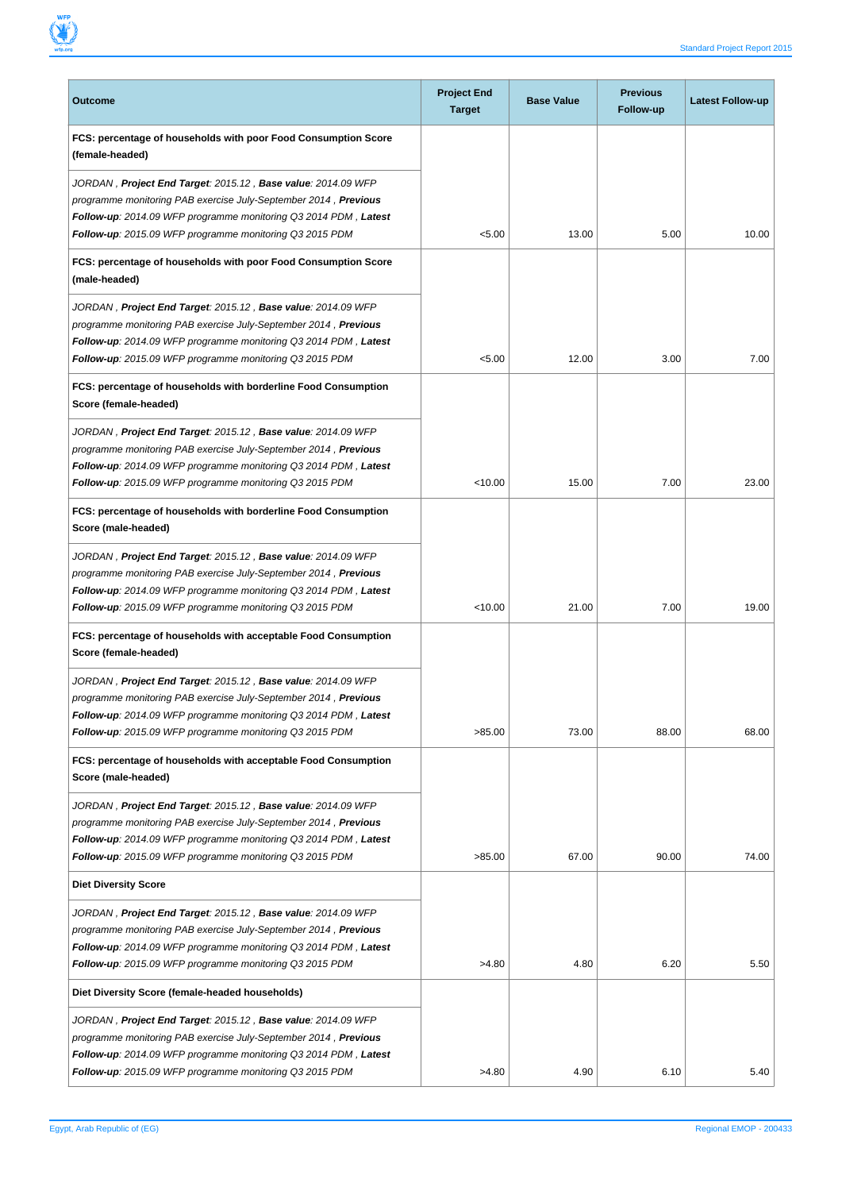| Outcome | Project End Target | Base Value | Previous Follow-up | Latest Follow-up |
|---|---|---|---|---|
| **FCS: percentage of households with poor Food Consumption Score (female-headed)** | | | | |
| *JORDAN , **Project End Target**: 2015.12 , **Base value**: 2014.09 WFP programme monitoring PAB exercise July-September 2014 , **Previous Follow-up**: 2014.09 WFP programme monitoring Q3 2014 PDM , **Latest Follow-up**: 2015.09 WFP programme monitoring Q3 2015 PDM* | <5.00 | 13.00 | 5.00 | 10.00 |
| **FCS: percentage of households with poor Food Consumption Score (male-headed)** | | | | |
| *JORDAN , **Project End Target**: 2015.12 , **Base value**: 2014.09 WFP programme monitoring PAB exercise July-September 2014 , **Previous Follow-up**: 2014.09 WFP programme monitoring Q3 2014 PDM , **Latest Follow-up**: 2015.09 WFP programme monitoring Q3 2015 PDM* | <5.00 | 12.00 | 3.00 | 7.00 |
| **FCS: percentage of households with borderline Food Consumption Score (female-headed)** | | | | |
| *JORDAN , **Project End Target**: 2015.12 , **Base value**: 2014.09 WFP programme monitoring PAB exercise July-September 2014 , **Previous Follow-up**: 2014.09 WFP programme monitoring Q3 2014 PDM , **Latest Follow-up**: 2015.09 WFP programme monitoring Q3 2015 PDM* | <10.00 | 15.00 | 7.00 | 23.00 |
| **FCS: percentage of households with borderline Food Consumption Score (male-headed)** | | | | |
| *JORDAN , **Project End Target**: 2015.12 , **Base value**: 2014.09 WFP programme monitoring PAB exercise July-September 2014 , **Previous Follow-up**: 2014.09 WFP programme monitoring Q3 2014 PDM , **Latest Follow-up**: 2015.09 WFP programme monitoring Q3 2015 PDM* | <10.00 | 21.00 | 7.00 | 19.00 |
| **FCS: percentage of households with acceptable Food Consumption Score (female-headed)** | | | | |
| *JORDAN , **Project End Target**: 2015.12 , **Base value**: 2014.09 WFP programme monitoring PAB exercise July-September 2014 , **Previous Follow-up**: 2014.09 WFP programme monitoring Q3 2014 PDM , **Latest Follow-up**: 2015.09 WFP programme monitoring Q3 2015 PDM* | >85.00 | 73.00 | 88.00 | 68.00 |
| **FCS: percentage of households with acceptable Food Consumption Score (male-headed)** | | | | |
| *JORDAN , **Project End Target**: 2015.12 , **Base value**: 2014.09 WFP programme monitoring PAB exercise July-September 2014 , **Previous Follow-up**: 2014.09 WFP programme monitoring Q3 2014 PDM , **Latest Follow-up**: 2015.09 WFP programme monitoring Q3 2015 PDM* | >85.00 | 67.00 | 90.00 | 74.00 |
| **Diet Diversity Score** | | | | |
| *JORDAN , **Project End Target**: 2015.12 , **Base value**: 2014.09 WFP programme monitoring PAB exercise July-September 2014 , **Previous Follow-up**: 2014.09 WFP programme monitoring Q3 2014 PDM , **Latest Follow-up**: 2015.09 WFP programme monitoring Q3 2015 PDM* | >4.80 | 4.80 | 6.20 | 5.50 |
| **Diet Diversity Score (female-headed households)** | | | | |
| *JORDAN , **Project End Target**: 2015.12 , **Base value**: 2014.09 WFP programme monitoring PAB exercise July-September 2014 , **Previous Follow-up**: 2014.09 WFP programme monitoring Q3 2014 PDM , **Latest Follow-up**: 2015.09 WFP programme monitoring Q3 2015 PDM* | >4.80 | 4.90 | 6.10 | 5.40 |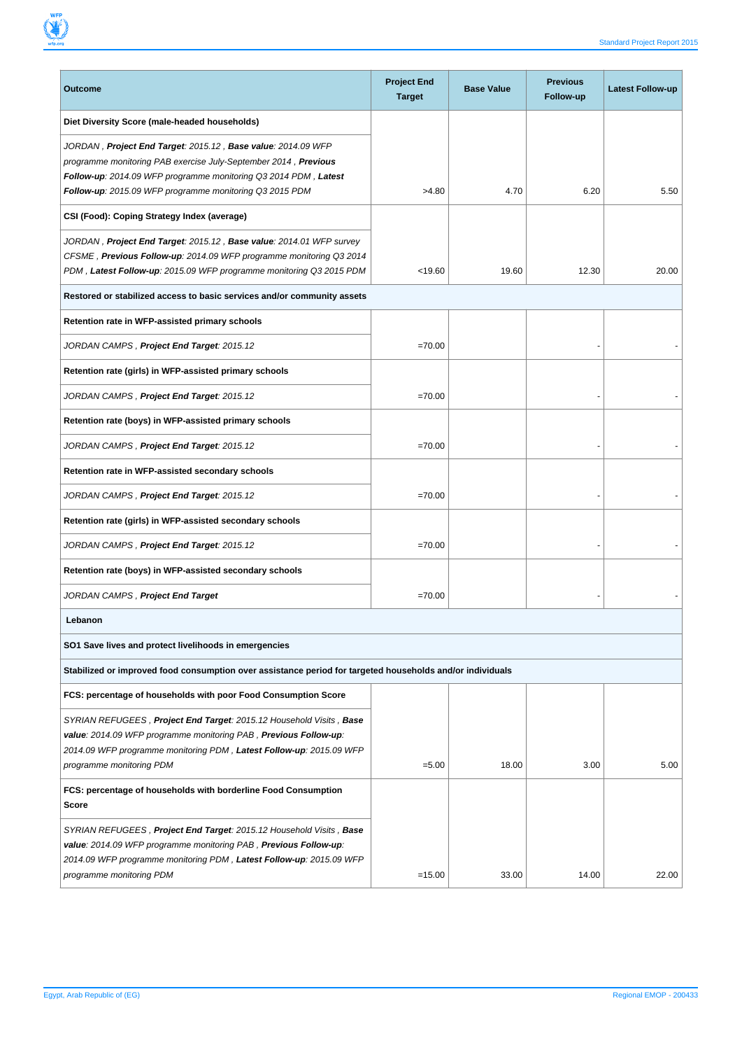| Outcome | Project End Target | Base Value | Previous Follow-up | Latest Follow-up |
|---|---|---|---|---|
| **Diet Diversity Score (male-headed households)** | | | | |
| *JORDAN , **Project End Target**: 2015.12 , **Base value**: 2014.09 WFP programme monitoring PAB exercise July-September 2014 , **Previous Follow-up**: 2014.09 WFP programme monitoring Q3 2014 PDM , **Latest Follow-up**: 2015.09 WFP programme monitoring Q3 2015 PDM* | >4.80 | 4.70 | 6.20 | 5.50 |
| **CSI (Food): Coping Strategy Index (average)** | | | | |
| *JORDAN , **Project End Target**: 2015.12 , **Base value**: 2014.01 WFP survey CFSME , **Previous Follow-up**: 2014.09 WFP programme monitoring Q3 2014 PDM , **Latest Follow-up**: 2015.09 WFP programme monitoring Q3 2015 PDM* | <19.60 | 19.60 | 12.30 | 20.00 |
| **Restored or stabilized access to basic services and/or community assets** | | | | |
| **Retention rate in WFP-assisted primary schools** | | | | |
| *JORDAN CAMPS , **Project End Target**: 2015.12* | =70.00 | | - | - |
| **Retention rate (girls) in WFP-assisted primary schools** | | | | |
| *JORDAN CAMPS , **Project End Target**: 2015.12* | =70.00 | | - | - |
| **Retention rate (boys) in WFP-assisted primary schools** | | | | |
| *JORDAN CAMPS , **Project End Target**: 2015.12* | =70.00 | | - | - |
| **Retention rate in WFP-assisted secondary schools** | | | | |
| *JORDAN CAMPS , **Project End Target**: 2015.12* | =70.00 | | - | - |
| **Retention rate (girls) in WFP-assisted secondary schools** | | | | |
| *JORDAN CAMPS , **Project End Target**: 2015.12* | =70.00 | | - | - |
| **Retention rate (boys) in WFP-assisted secondary schools** | | | | |
| *JORDAN CAMPS , **Project End Target*** | =70.00 | | - | - |
| **Lebanon** | | | | |
| **SO1 Save lives and protect livelihoods in emergencies** | | | | |
| **Stabilized or improved food consumption over assistance period for targeted households and/or individuals** | | | | |
| **FCS: percentage of households with poor Food Consumption Score** | | | | |
| *SYRIAN REFUGEES , **Project End Target**: 2015.12 Household Visits , **Base value**: 2014.09 WFP programme monitoring PAB , **Previous Follow-up**: 2014.09 WFP programme monitoring PDM , **Latest Follow-up**: 2015.09 WFP programme monitoring PDM* | =5.00 | 18.00 | 3.00 | 5.00 |
| **FCS: percentage of households with borderline Food Consumption Score** | | | | |
| *SYRIAN REFUGEES , **Project End Target**: 2015.12 Household Visits , **Base value**: 2014.09 WFP programme monitoring PAB , **Previous Follow-up**: 2014.09 WFP programme monitoring PDM , **Latest Follow-up**: 2015.09 WFP programme monitoring PDM* | =15.00 | 33.00 | 14.00 | 22.00 |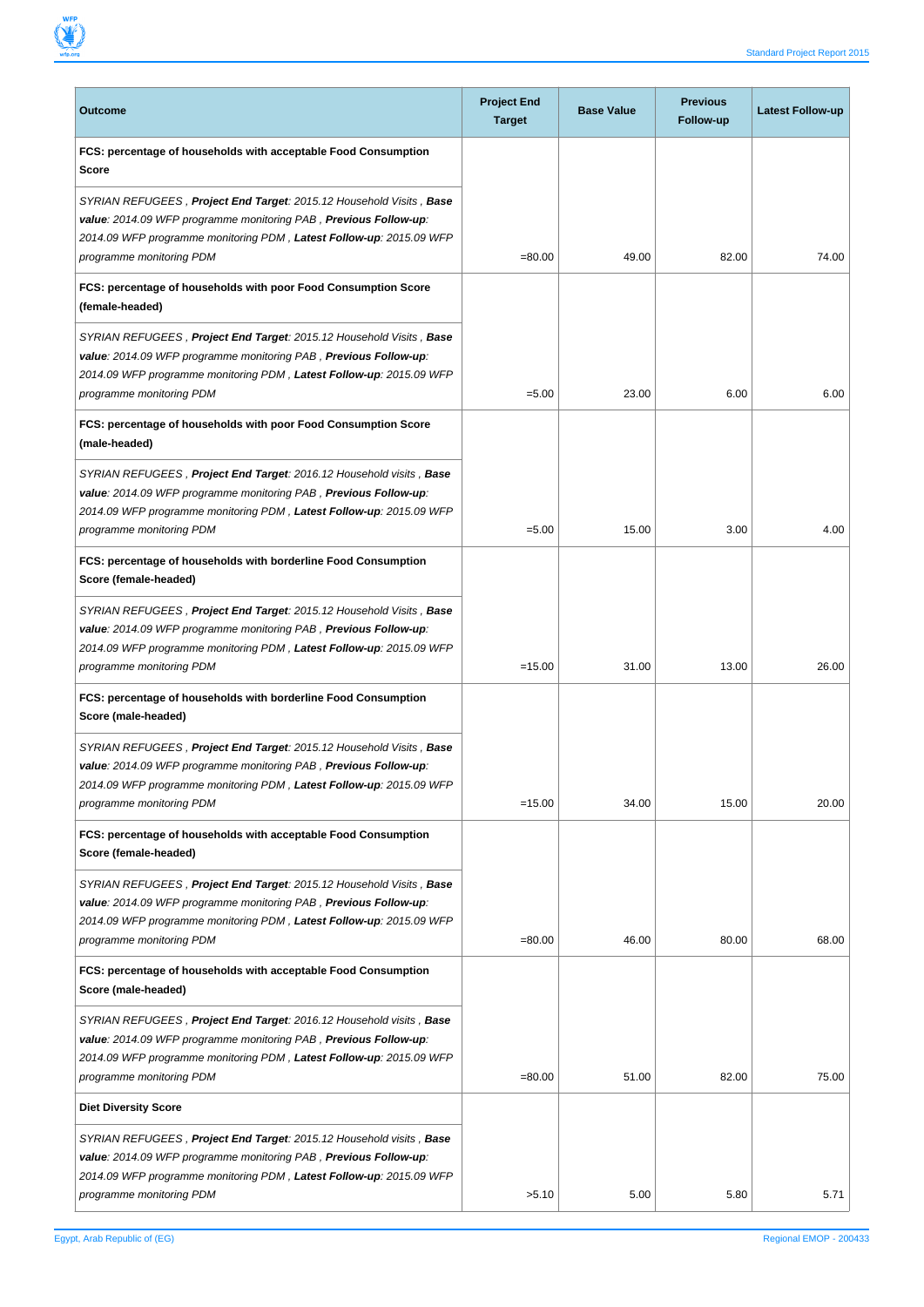| Outcome | Project End Target | Base Value | Previous Follow-up | Latest Follow-up |
|---|---|---|---|---|
| **FCS: percentage of households with acceptable Food Consumption Score** | | | | |
| *SYRIAN REFUGEES , **Project End Target**: 2015.12 Household Visits , **Base value**: 2014.09 WFP programme monitoring PAB , **Previous Follow-up**: 2014.09 WFP programme monitoring PDM , **Latest Follow-up**: 2015.09 WFP programme monitoring PDM* | =80.00 | 49.00 | 82.00 | 74.00 |
| **FCS: percentage of households with poor Food Consumption Score (female-headed)** | | | | |
| *SYRIAN REFUGEES , **Project End Target**: 2015.12 Household Visits , **Base value**: 2014.09 WFP programme monitoring PAB , **Previous Follow-up**: 2014.09 WFP programme monitoring PDM , **Latest Follow-up**: 2015.09 WFP programme monitoring PDM* | =5.00 | 23.00 | 6.00 | 6.00 |
| **FCS: percentage of households with poor Food Consumption Score (male-headed)** | | | | |
| *SYRIAN REFUGEES , **Project End Target**: 2016.12 Household visits , **Base value**: 2014.09 WFP programme monitoring PAB , **Previous Follow-up**: 2014.09 WFP programme monitoring PDM , **Latest Follow-up**: 2015.09 WFP programme monitoring PDM* | =5.00 | 15.00 | 3.00 | 4.00 |
| **FCS: percentage of households with borderline Food Consumption Score (female-headed)** | | | | |
| *SYRIAN REFUGEES , **Project End Target**: 2015.12 Household Visits , **Base value**: 2014.09 WFP programme monitoring PAB , **Previous Follow-up**: 2014.09 WFP programme monitoring PDM , **Latest Follow-up**: 2015.09 WFP programme monitoring PDM* | =15.00 | 31.00 | 13.00 | 26.00 |
| **FCS: percentage of households with borderline Food Consumption Score (male-headed)** | | | | |
| *SYRIAN REFUGEES , **Project End Target**: 2015.12 Household Visits , **Base value**: 2014.09 WFP programme monitoring PAB , **Previous Follow-up**: 2014.09 WFP programme monitoring PDM , **Latest Follow-up**: 2015.09 WFP programme monitoring PDM* | =15.00 | 34.00 | 15.00 | 20.00 |
| **FCS: percentage of households with acceptable Food Consumption Score (female-headed)** | | | | |
| *SYRIAN REFUGEES , **Project End Target**: 2015.12 Household Visits , **Base value**: 2014.09 WFP programme monitoring PAB , **Previous Follow-up**: 2014.09 WFP programme monitoring PDM , **Latest Follow-up**: 2015.09 WFP programme monitoring PDM* | =80.00 | 46.00 | 80.00 | 68.00 |
| **FCS: percentage of households with acceptable Food Consumption Score (male-headed)** | | | | |
| *SYRIAN REFUGEES , **Project End Target**: 2016.12 Household visits , **Base value**: 2014.09 WFP programme monitoring PAB , **Previous Follow-up**: 2014.09 WFP programme monitoring PDM , **Latest Follow-up**: 2015.09 WFP programme monitoring PDM* | =80.00 | 51.00 | 82.00 | 75.00 |
| **Diet Diversity Score** | | | | |
| *SYRIAN REFUGEES , **Project End Target**: 2015.12 Household visits , **Base value**: 2014.09 WFP programme monitoring PAB , **Previous Follow-up**: 2014.09 WFP programme monitoring PDM , **Latest Follow-up**: 2015.09 WFP programme monitoring PDM* | >5.10 | 5.00 | 5.80 | 5.71 |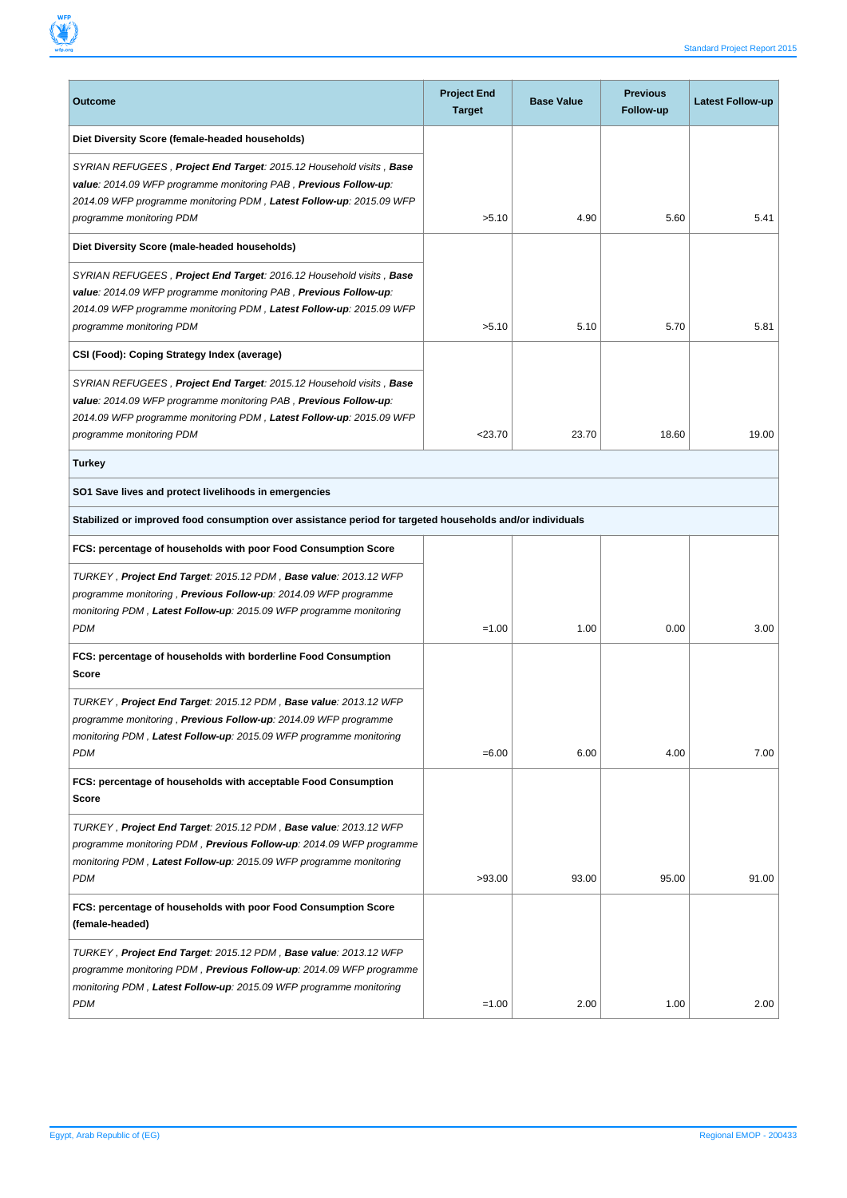| Outcome | Project End Target | Base Value | Previous Follow-up | Latest Follow-up |
|---|---|---|---|---|
| **Diet Diversity Score (female-headed households)** | | | | |
| *SYRIAN REFUGEES , **Project End Target**: 2015.12 Household visits , **Base value**: 2014.09 WFP programme monitoring PAB , **Previous Follow-up**: 2014.09 WFP programme monitoring PDM , **Latest Follow-up**: 2015.09 WFP programme monitoring PDM* | >5.10 | 4.90 | 5.60 | 5.41 |
| **Diet Diversity Score (male-headed households)** | | | | |
| *SYRIAN REFUGEES , **Project End Target**: 2016.12 Household visits , **Base value**: 2014.09 WFP programme monitoring PAB , **Previous Follow-up**: 2014.09 WFP programme monitoring PDM , **Latest Follow-up**: 2015.09 WFP programme monitoring PDM* | >5.10 | 5.10 | 5.70 | 5.81 |
| **CSI (Food): Coping Strategy Index (average)** | | | | |
| *SYRIAN REFUGEES , **Project End Target**: 2015.12 Household visits , **Base value**: 2014.09 WFP programme monitoring PAB , **Previous Follow-up**: 2014.09 WFP programme monitoring PDM , **Latest Follow-up**: 2015.09 WFP programme monitoring PDM* | <23.70 | 23.70 | 18.60 | 19.00 |
| **Turkey** | | | | |
| **SO1 Save lives and protect livelihoods in emergencies** | | | | |
| **Stabilized or improved food consumption over assistance period for targeted households and/or individuals** | | | | |
| **FCS: percentage of households with poor Food Consumption Score** | | | | |
| *TURKEY , **Project End Target**: 2015.12 PDM , **Base value**: 2013.12 WFP programme monitoring , **Previous Follow-up**: 2014.09 WFP programme monitoring PDM , **Latest Follow-up**: 2015.09 WFP programme monitoring PDM* | =1.00 | 1.00 | 0.00 | 3.00 |
| **FCS: percentage of households with borderline Food Consumption Score** | | | | |
| *TURKEY , **Project End Target**: 2015.12 PDM , **Base value**: 2013.12 WFP programme monitoring , **Previous Follow-up**: 2014.09 WFP programme monitoring PDM , **Latest Follow-up**: 2015.09 WFP programme monitoring PDM* | =6.00 | 6.00 | 4.00 | 7.00 |
| **FCS: percentage of households with acceptable Food Consumption Score** | | | | |
| *TURKEY , **Project End Target**: 2015.12 PDM , **Base value**: 2013.12 WFP programme monitoring PDM , **Previous Follow-up**: 2014.09 WFP programme monitoring PDM , **Latest Follow-up**: 2015.09 WFP programme monitoring PDM* | >93.00 | 93.00 | 95.00 | 91.00 |
| **FCS: percentage of households with poor Food Consumption Score (female-headed)** | | | | |
| *TURKEY , **Project End Target**: 2015.12 PDM , **Base value**: 2013.12 WFP programme monitoring PDM , **Previous Follow-up**: 2014.09 WFP programme monitoring PDM , **Latest Follow-up**: 2015.09 WFP programme monitoring PDM* | =1.00 | 2.00 | 1.00 | 2.00 |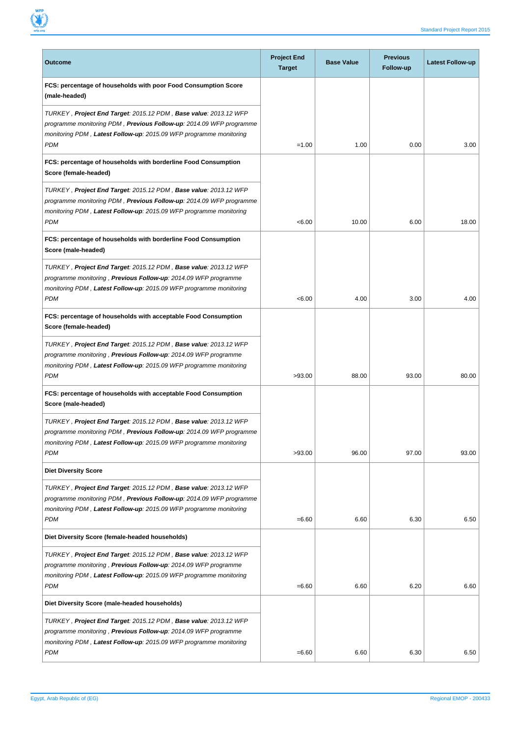| Outcome | Project End Target | Base Value | Previous Follow-up | Latest Follow-up |
|---|---|---|---|---|
| **FCS: percentage of households with poor Food Consumption Score (male-headed)** | | | | |
| *TURKEY , **Project End Target**: 2015.12 PDM , **Base value**: 2013.12 WFP programme monitoring PDM , **Previous Follow-up**: 2014.09 WFP programme monitoring PDM , **Latest Follow-up**: 2015.09 WFP programme monitoring PDM* | =1.00 | 1.00 | 0.00 | 3.00 |
| **FCS: percentage of households with borderline Food Consumption Score (female-headed)** | | | | |
| *TURKEY , **Project End Target**: 2015.12 PDM , **Base value**: 2013.12 WFP programme monitoring PDM , **Previous Follow-up**: 2014.09 WFP programme monitoring PDM , **Latest Follow-up**: 2015.09 WFP programme monitoring PDM* | <6.00 | 10.00 | 6.00 | 18.00 |
| **FCS: percentage of households with borderline Food Consumption Score (male-headed)** | | | | |
| *TURKEY , **Project End Target**: 2015.12 PDM , **Base value**: 2013.12 WFP programme monitoring , **Previous Follow-up**: 2014.09 WFP programme monitoring PDM , **Latest Follow-up**: 2015.09 WFP programme monitoring PDM* | <6.00 | 4.00 | 3.00 | 4.00 |
| **FCS: percentage of households with acceptable Food Consumption Score (female-headed)** | | | | |
| *TURKEY , **Project End Target**: 2015.12 PDM , **Base value**: 2013.12 WFP programme monitoring , **Previous Follow-up**: 2014.09 WFP programme monitoring PDM , **Latest Follow-up**: 2015.09 WFP programme monitoring PDM* | >93.00 | 88.00 | 93.00 | 80.00 |
| **FCS: percentage of households with acceptable Food Consumption Score (male-headed)** | | | | |
| *TURKEY , **Project End Target**: 2015.12 PDM , **Base value**: 2013.12 WFP programme monitoring PDM , **Previous Follow-up**: 2014.09 WFP programme monitoring PDM , **Latest Follow-up**: 2015.09 WFP programme monitoring PDM* | >93.00 | 96.00 | 97.00 | 93.00 |
| **Diet Diversity Score** | | | | |
| *TURKEY , **Project End Target**: 2015.12 PDM , **Base value**: 2013.12 WFP programme monitoring PDM , **Previous Follow-up**: 2014.09 WFP programme monitoring PDM , **Latest Follow-up**: 2015.09 WFP programme monitoring PDM* | =6.60 | 6.60 | 6.30 | 6.50 |
| **Diet Diversity Score (female-headed households)** | | | | |
| *TURKEY , **Project End Target**: 2015.12 PDM , **Base value**: 2013.12 WFP programme monitoring , **Previous Follow-up**: 2014.09 WFP programme monitoring PDM , **Latest Follow-up**: 2015.09 WFP programme monitoring PDM* | =6.60 | 6.60 | 6.20 | 6.60 |
| **Diet Diversity Score (male-headed households)** | | | | |
| *TURKEY , **Project End Target**: 2015.12 PDM , **Base value**: 2013.12 WFP programme monitoring , **Previous Follow-up**: 2014.09 WFP programme monitoring PDM , **Latest Follow-up**: 2015.09 WFP programme monitoring PDM* | =6.60 | 6.60 | 6.30 | 6.50 |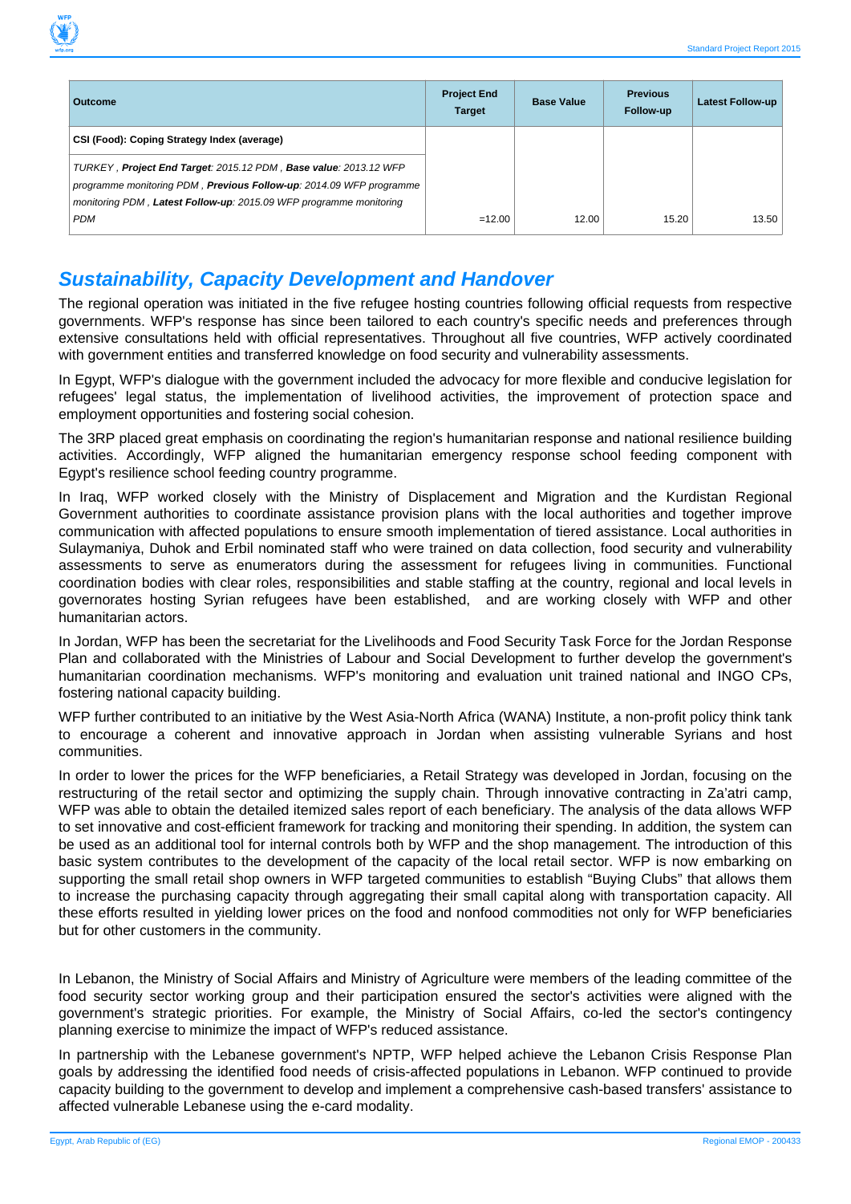| Outcome | Project End Target | Base Value | Previous Follow-up | Latest Follow-up |
|---|---|---|---|---|
| **CSI (Food): Coping Strategy Index (average)** | | | | |
| *TURKEY , **Project End Target**: 2015.12 PDM , **Base value**: 2013.12 WFP programme monitoring PDM , **Previous Follow-up**: 2014.09 WFP programme monitoring PDM , **Latest Follow-up**: 2015.09 WFP programme monitoring PDM* | =12.00 | 12.00 | 15.20 | 13.50 |

## Sustainability, Capacity Development and Handover

The regional operation was initiated in the five refugee hosting countries following official requests from respective governments. WFP's response has since been tailored to each country's specific needs and preferences through extensive consultations held with official representatives. Throughout all five countries, WFP actively coordinated with government entities and transferred knowledge on food security and vulnerability assessments.

In Egypt, WFP's dialogue with the government included the advocacy for more flexible and conducive legislation for refugees' legal status, the implementation of livelihood activities, the improvement of protection space and employment opportunities and fostering social cohesion.

The 3RP placed great emphasis on coordinating the region's humanitarian response and national resilience building activities. Accordingly, WFP aligned the humanitarian emergency response school feeding component with Egypt's resilience school feeding country programme.

In Iraq, WFP worked closely with the Ministry of Displacement and Migration and the Kurdistan Regional Government authorities to coordinate assistance provision plans with the local authorities and together improve communication with affected populations to ensure smooth implementation of tiered assistance. Local authorities in Sulaymaniya, Duhok and Erbil nominated staff who were trained on data collection, food security and vulnerability assessments to serve as enumerators during the assessment for refugees living in communities. Functional coordination bodies with clear roles, responsibilities and stable staffing at the country, regional and local levels in governorates hosting Syrian refugees have been established, and are working closely with WFP and other humanitarian actors.

In Jordan, WFP has been the secretariat for the Livelihoods and Food Security Task Force for the Jordan Response Plan and collaborated with the Ministries of Labour and Social Development to further develop the government's humanitarian coordination mechanisms. WFP's monitoring and evaluation unit trained national and INGO CPs, fostering national capacity building.

WFP further contributed to an initiative by the West Asia-North Africa (WANA) Institute, a non-profit policy think tank to encourage a coherent and innovative approach in Jordan when assisting vulnerable Syrians and host communities.

In order to lower the prices for the WFP beneficiaries, a Retail Strategy was developed in Jordan, focusing on the restructuring of the retail sector and optimizing the supply chain. Through innovative contracting in Za'atri camp, WFP was able to obtain the detailed itemized sales report of each beneficiary. The analysis of the data allows WFP to set innovative and cost-efficient framework for tracking and monitoring their spending. In addition, the system can be used as an additional tool for internal controls both by WFP and the shop management. The introduction of this basic system contributes to the development of the capacity of the local retail sector. WFP is now embarking on supporting the small retail shop owners in WFP targeted communities to establish "Buying Clubs" that allows them to increase the purchasing capacity through aggregating their small capital along with transportation capacity. All these efforts resulted in yielding lower prices on the food and nonfood commodities not only for WFP beneficiaries but for other customers in the community.

In Lebanon, the Ministry of Social Affairs and Ministry of Agriculture were members of the leading committee of the food security sector working group and their participation ensured the sector's activities were aligned with the government's strategic priorities. For example, the Ministry of Social Affairs, co-led the sector's contingency planning exercise to minimize the impact of WFP's reduced assistance.

In partnership with the Lebanese government's NPTP, WFP helped achieve the Lebanon Crisis Response Plan goals by addressing the identified food needs of crisis-affected populations in Lebanon. WFP continued to provide capacity building to the government to develop and implement a comprehensive cash-based transfers' assistance to affected vulnerable Lebanese using the e-card modality.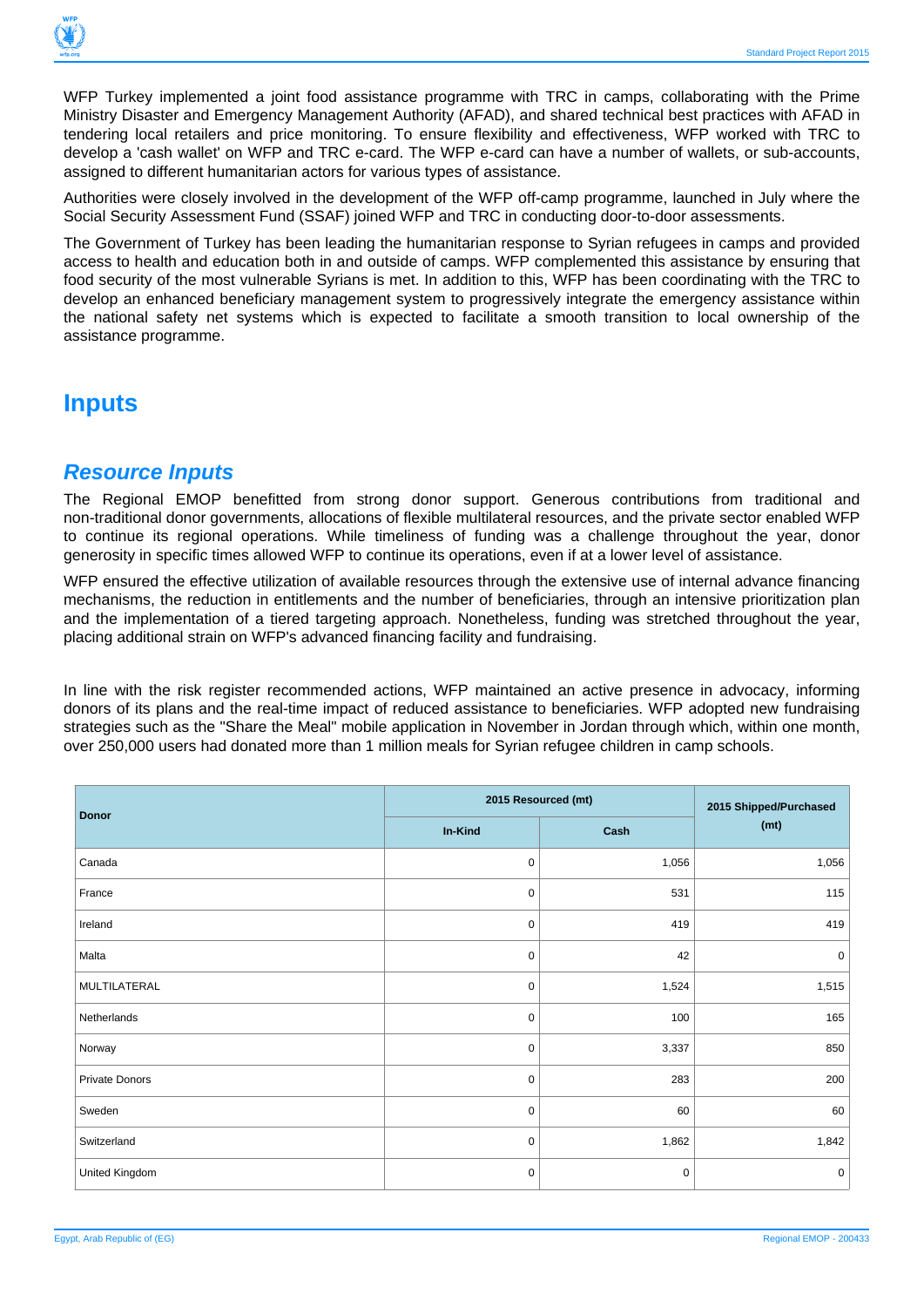WFP Turkey implemented a joint food assistance programme with TRC in camps, collaborating with the Prime Ministry Disaster and Emergency Management Authority (AFAD), and shared technical best practices with AFAD in tendering local retailers and price monitoring. To ensure flexibility and effectiveness, WFP worked with TRC to develop a 'cash wallet' on WFP and TRC e-card. The WFP e-card can have a number of wallets, or sub-accounts, assigned to different humanitarian actors for various types of assistance.

Authorities were closely involved in the development of the WFP off-camp programme, launched in July where the Social Security Assessment Fund (SSAF) joined WFP and TRC in conducting door-to-door assessments.

The Government of Turkey has been leading the humanitarian response to Syrian refugees in camps and provided access to health and education both in and outside of camps. WFP complemented this assistance by ensuring that food security of the most vulnerable Syrians is met. In addition to this, WFP has been coordinating with the TRC to develop an enhanced beneficiary management system to progressively integrate the emergency assistance within the national safety net systems which is expected to facilitate a smooth transition to local ownership of the assistance programme.

# Inputs

## *Resource Inputs*

The Regional EMOP benefitted from strong donor support. Generous contributions from traditional and non-traditional donor governments, allocations of flexible multilateral resources, and the private sector enabled WFP to continue its regional operations. While timeliness of funding was a challenge throughout the year, donor generosity in specific times allowed WFP to continue its operations, even if at a lower level of assistance.

WFP ensured the effective utilization of available resources through the extensive use of internal advance financing mechanisms, the reduction in entitlements and the number of beneficiaries, through an intensive prioritization plan and the implementation of a tiered targeting approach. Nonetheless, funding was stretched throughout the year, placing additional strain on WFP's advanced financing facility and fundraising.

In line with the risk register recommended actions, WFP maintained an active presence in advocacy, informing donors of its plans and the real-time impact of reduced assistance to beneficiaries. WFP adopted new fundraising strategies such as the "Share the Meal" mobile application in November in Jordan through which, within one month, over 250,000 users had donated more than 1 million meals for Syrian refugee children in camp schools.

| Donor | 2015 Resourced (mt) | | 2015 Shipped/Purchased (mt) |
|---|---|---|---|
| | In-Kind | Cash | |
| Canada | 0 | 1,056 | 1,056 |
| France | 0 | 531 | 115 |
| Ireland | 0 | 419 | 419 |
| Malta | 0 | 42 | 0 |
| MULTILATERAL | 0 | 1,524 | 1,515 |
| Netherlands | 0 | 100 | 165 |
| Norway | 0 | 3,337 | 850 |
| Private Donors | 0 | 283 | 200 |
| Sweden | 0 | 60 | 60 |
| Switzerland | 0 | 1,862 | 1,842 |
| United Kingdom | 0 | 0 | 0 |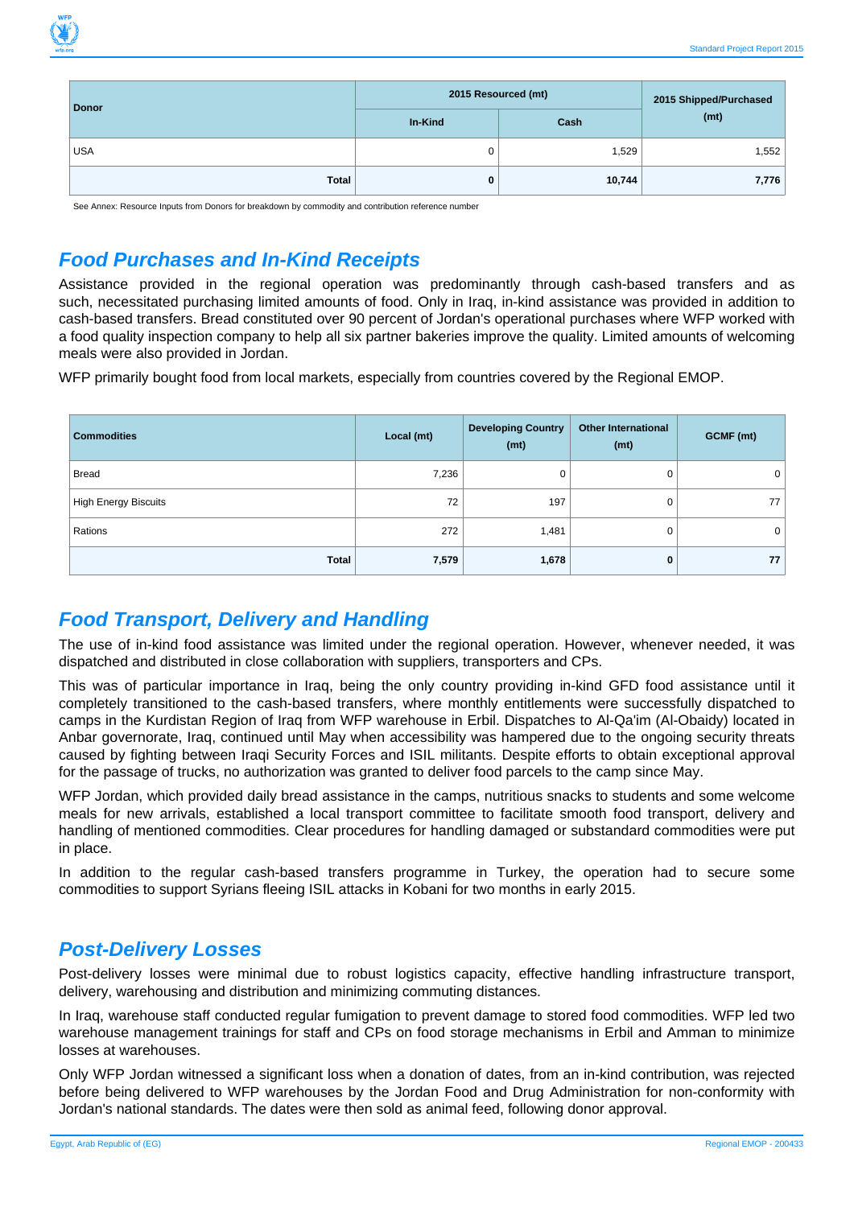| Donor | 2015 Resourced (mt) | | 2015 Shipped/Purchased (mt) |
|---|---|---|---|
| | In-Kind | Cash | |
| USA | 0 | 1,529 | 1,552 |
| **Total** | **0** | **10,744** | **7,776** |

See Annex: Resource Inputs from Donors for breakdown by commodity and contribution reference number

## Food Purchases and In-Kind Receipts

Assistance provided in the regional operation was predominantly through cash-based transfers and as such, necessitated purchasing limited amounts of food. Only in Iraq, in-kind assistance was provided in addition to cash-based transfers. Bread constituted over 90 percent of Jordan's operational purchases where WFP worked with a food quality inspection company to help all six partner bakeries improve the quality. Limited amounts of welcoming meals were also provided in Jordan.

WFP primarily bought food from local markets, especially from countries covered by the Regional EMOP.

| Commodities | Local (mt) | Developing Country (mt) | Other International (mt) | GCMF (mt) |
|---|---|---|---|---|
| Bread | 7,236 | 0 | 0 | 0 |
| High Energy Biscuits | 72 | 197 | 0 | 77 |
| Rations | 272 | 1,481 | 0 | 0 |
| **Total** | **7,579** | **1,678** | **0** | **77** |

## Food Transport, Delivery and Handling

The use of in-kind food assistance was limited under the regional operation. However, whenever needed, it was dispatched and distributed in close collaboration with suppliers, transporters and CPs.

This was of particular importance in Iraq, being the only country providing in-kind GFD food assistance until it completely transitioned to the cash-based transfers, where monthly entitlements were successfully dispatched to camps in the Kurdistan Region of Iraq from WFP warehouse in Erbil. Dispatches to Al-Qa'im (Al-Obaidy) located in Anbar governorate, Iraq, continued until May when accessibility was hampered due to the ongoing security threats caused by fighting between Iraqi Security Forces and ISIL militants. Despite efforts to obtain exceptional approval for the passage of trucks, no authorization was granted to deliver food parcels to the camp since May.

WFP Jordan, which provided daily bread assistance in the camps, nutritious snacks to students and some welcome meals for new arrivals, established a local transport committee to facilitate smooth food transport, delivery and handling of mentioned commodities. Clear procedures for handling damaged or substandard commodities were put in place.

In addition to the regular cash-based transfers programme in Turkey, the operation had to secure some commodities to support Syrians fleeing ISIL attacks in Kobani for two months in early 2015.

## Post-Delivery Losses

Post-delivery losses were minimal due to robust logistics capacity, effective handling infrastructure transport, delivery, warehousing and distribution and minimizing commuting distances.

In Iraq, warehouse staff conducted regular fumigation to prevent damage to stored food commodities. WFP led two warehouse management trainings for staff and CPs on food storage mechanisms in Erbil and Amman to minimize losses at warehouses.

Only WFP Jordan witnessed a significant loss when a donation of dates, from an in-kind contribution, was rejected before being delivered to WFP warehouses by the Jordan Food and Drug Administration for non-conformity with Jordan's national standards. The dates were then sold as animal feed, following donor approval.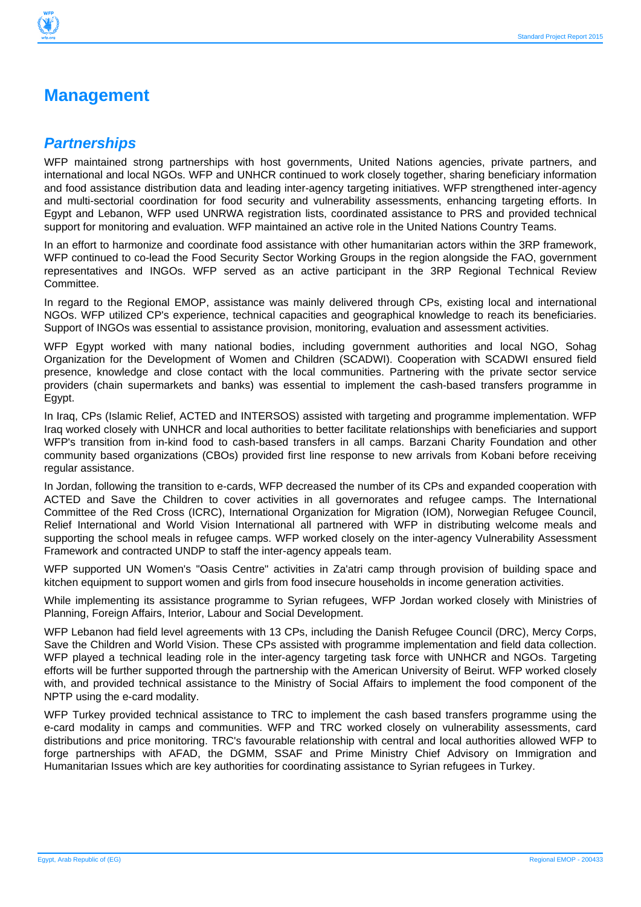# Management

## *Partnerships*

WFP maintained strong partnerships with host governments, United Nations agencies, private partners, and international and local NGOs. WFP and UNHCR continued to work closely together, sharing beneficiary information and food assistance distribution data and leading inter-agency targeting initiatives. WFP strengthened inter-agency and multi-sectorial coordination for food security and vulnerability assessments, enhancing targeting efforts. In Egypt and Lebanon, WFP used UNRWA registration lists, coordinated assistance to PRS and provided technical support for monitoring and evaluation. WFP maintained an active role in the United Nations Country Teams.

In an effort to harmonize and coordinate food assistance with other humanitarian actors within the 3RP framework, WFP continued to co-lead the Food Security Sector Working Groups in the region alongside the FAO, government representatives and INGOs. WFP served as an active participant in the 3RP Regional Technical Review Committee.

In regard to the Regional EMOP, assistance was mainly delivered through CPs, existing local and international NGOs. WFP utilized CP's experience, technical capacities and geographical knowledge to reach its beneficiaries. Support of INGOs was essential to assistance provision, monitoring, evaluation and assessment activities.

WFP Egypt worked with many national bodies, including government authorities and local NGO, Sohag Organization for the Development of Women and Children (SCADWI). Cooperation with SCADWI ensured field presence, knowledge and close contact with the local communities. Partnering with the private sector service providers (chain supermarkets and banks) was essential to implement the cash-based transfers programme in Egypt.

In Iraq, CPs (Islamic Relief, ACTED and INTERSOS) assisted with targeting and programme implementation. WFP Iraq worked closely with UNHCR and local authorities to better facilitate relationships with beneficiaries and support WFP's transition from in-kind food to cash-based transfers in all camps. Barzani Charity Foundation and other community based organizations (CBOs) provided first line response to new arrivals from Kobani before receiving regular assistance.

In Jordan, following the transition to e-cards, WFP decreased the number of its CPs and expanded cooperation with ACTED and Save the Children to cover activities in all governorates and refugee camps. The International Committee of the Red Cross (ICRC), International Organization for Migration (IOM), Norwegian Refugee Council, Relief International and World Vision International all partnered with WFP in distributing welcome meals and supporting the school meals in refugee camps. WFP worked closely on the inter-agency Vulnerability Assessment Framework and contracted UNDP to staff the inter-agency appeals team.

WFP supported UN Women's "Oasis Centre" activities in Za'atri camp through provision of building space and kitchen equipment to support women and girls from food insecure households in income generation activities.

While implementing its assistance programme to Syrian refugees, WFP Jordan worked closely with Ministries of Planning, Foreign Affairs, Interior, Labour and Social Development.

WFP Lebanon had field level agreements with 13 CPs, including the Danish Refugee Council (DRC), Mercy Corps, Save the Children and World Vision. These CPs assisted with programme implementation and field data collection. WFP played a technical leading role in the inter-agency targeting task force with UNHCR and NGOs. Targeting efforts will be further supported through the partnership with the American University of Beirut. WFP worked closely with, and provided technical assistance to the Ministry of Social Affairs to implement the food component of the NPTP using the e-card modality.

WFP Turkey provided technical assistance to TRC to implement the cash based transfers programme using the e-card modality in camps and communities. WFP and TRC worked closely on vulnerability assessments, card distributions and price monitoring. TRC's favourable relationship with central and local authorities allowed WFP to forge partnerships with AFAD, the DGMM, SSAF and Prime Ministry Chief Advisory on Immigration and Humanitarian Issues which are key authorities for coordinating assistance to Syrian refugees in Turkey.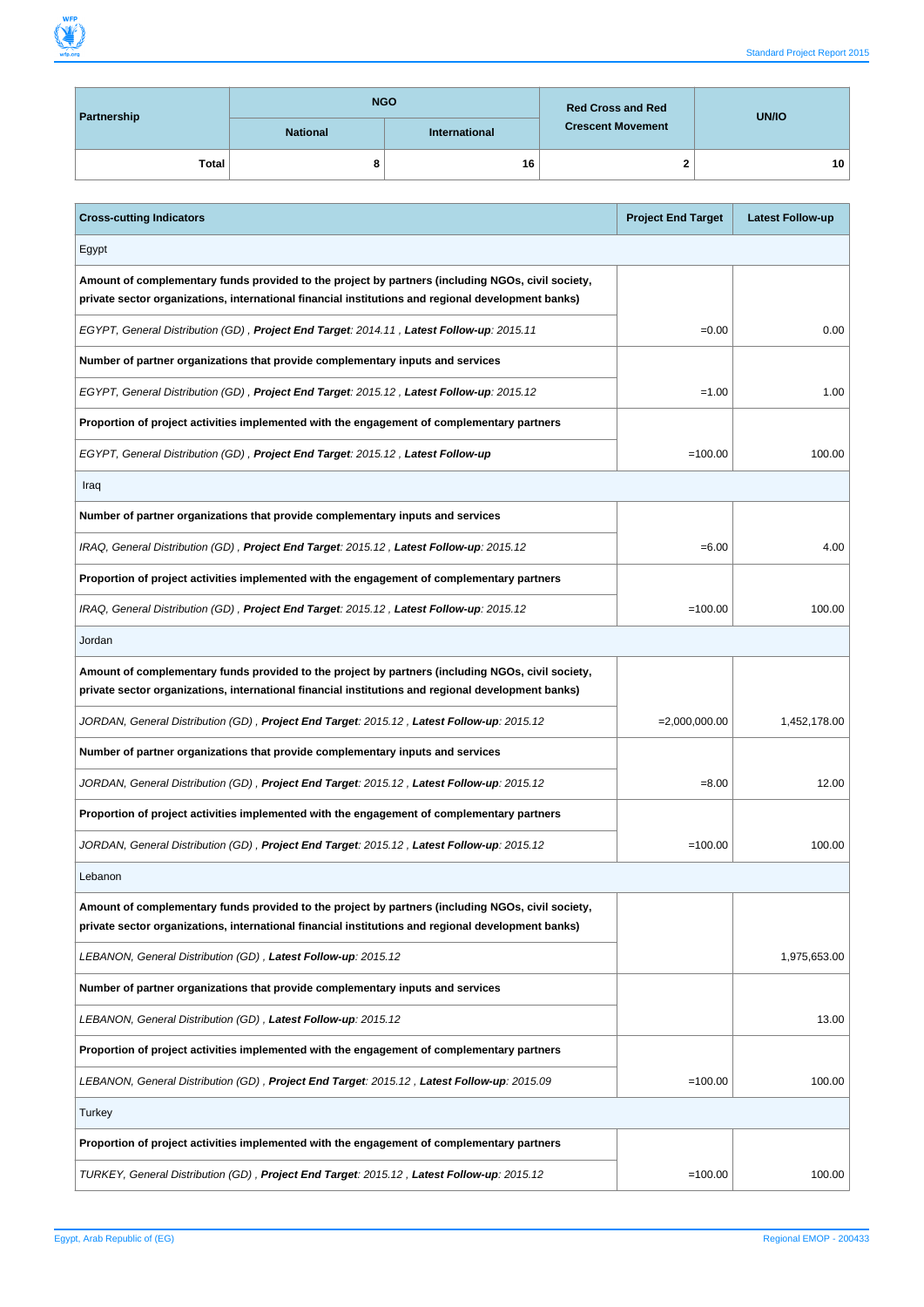| Partnership | NGO | | Red Cross and Red Crescent Movement | UN/IO |
|---|---|---|---|---|
| | National | International | | |
| Total | 8 | 16 | 2 | 10 |

| Cross-cutting Indicators | Project End Target | Latest Follow-up |
|---|---|---|
| Egypt | | |
| **Amount of complementary funds provided to the project by partners (including NGOs, civil society, private sector organizations, international financial institutions and regional development banks)** | | |
| *EGYPT, General Distribution (GD) , **Project End Target**: 2014.11 , **Latest Follow-up**: 2015.11* | =0.00 | 0.00 |
| **Number of partner organizations that provide complementary inputs and services** | | |
| *EGYPT, General Distribution (GD) , **Project End Target**: 2015.12 , **Latest Follow-up**: 2015.12* | =1.00 | 1.00 |
| **Proportion of project activities implemented with the engagement of complementary partners** | | |
| *EGYPT, General Distribution (GD) , **Project End Target**: 2015.12 , **Latest Follow-up*** | =100.00 | 100.00 |
| Iraq | | |
| **Number of partner organizations that provide complementary inputs and services** | | |
| *IRAQ, General Distribution (GD) , **Project End Target**: 2015.12 , **Latest Follow-up**: 2015.12* | =6.00 | 4.00 |
| **Proportion of project activities implemented with the engagement of complementary partners** | | |
| *IRAQ, General Distribution (GD) , **Project End Target**: 2015.12 , **Latest Follow-up**: 2015.12* | =100.00 | 100.00 |
| Jordan | | |
| **Amount of complementary funds provided to the project by partners (including NGOs, civil society, private sector organizations, international financial institutions and regional development banks)** | | |
| *JORDAN, General Distribution (GD) , **Project End Target**: 2015.12 , **Latest Follow-up**: 2015.12* | =2,000,000.00 | 1,452,178.00 |
| **Number of partner organizations that provide complementary inputs and services** | | |
| *JORDAN, General Distribution (GD) , **Project End Target**: 2015.12 , **Latest Follow-up**: 2015.12* | =8.00 | 12.00 |
| **Proportion of project activities implemented with the engagement of complementary partners** | | |
| *JORDAN, General Distribution (GD) , **Project End Target**: 2015.12 , **Latest Follow-up**: 2015.12* | =100.00 | 100.00 |
| Lebanon | | |
| **Amount of complementary funds provided to the project by partners (including NGOs, civil society, private sector organizations, international financial institutions and regional development banks)** | | |
| *LEBANON, General Distribution (GD) , **Latest Follow-up**: 2015.12* | | 1,975,653.00 |
| **Number of partner organizations that provide complementary inputs and services** | | |
| *LEBANON, General Distribution (GD) , **Latest Follow-up**: 2015.12* | | 13.00 |
| **Proportion of project activities implemented with the engagement of complementary partners** | | |
| *LEBANON, General Distribution (GD) , **Project End Target**: 2015.12 , **Latest Follow-up**: 2015.09* | =100.00 | 100.00 |
| Turkey | | |
| **Proportion of project activities implemented with the engagement of complementary partners** | | |
| *TURKEY, General Distribution (GD) , **Project End Target**: 2015.12 , **Latest Follow-up**: 2015.12* | =100.00 | 100.00 |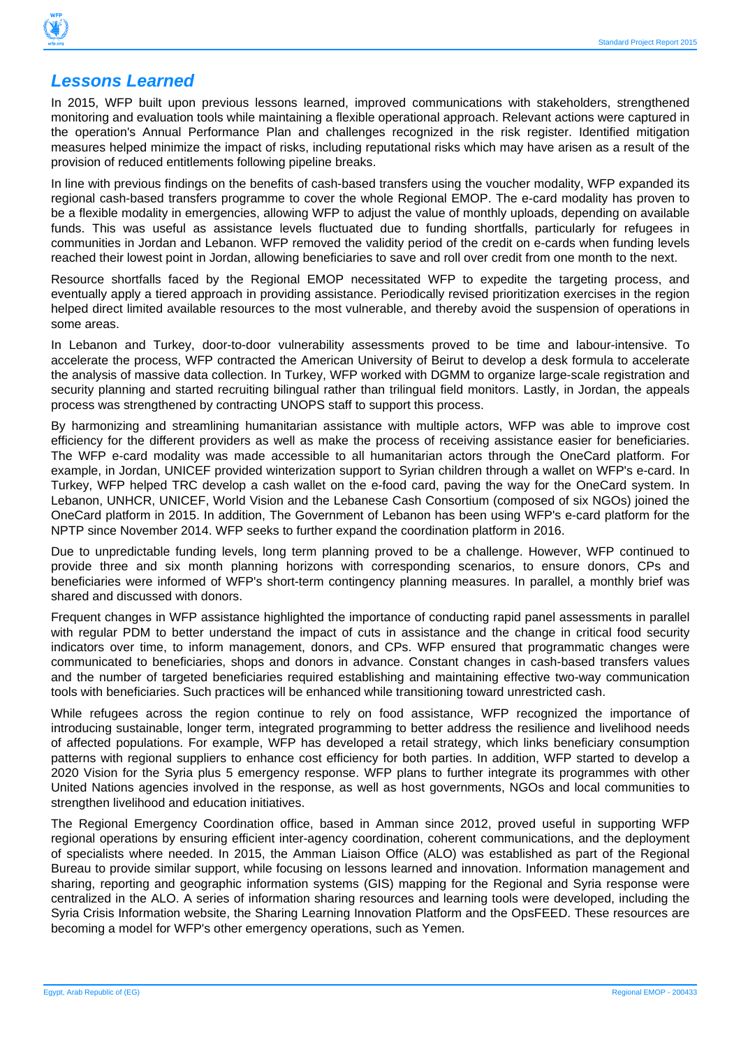## *Lessons Learned*

In 2015, WFP built upon previous lessons learned, improved communications with stakeholders, strengthened monitoring and evaluation tools while maintaining a flexible operational approach. Relevant actions were captured in the operation's Annual Performance Plan and challenges recognized in the risk register. Identified mitigation measures helped minimize the impact of risks, including reputational risks which may have arisen as a result of the provision of reduced entitlements following pipeline breaks.

In line with previous findings on the benefits of cash-based transfers using the voucher modality, WFP expanded its regional cash-based transfers programme to cover the whole Regional EMOP. The e-card modality has proven to be a flexible modality in emergencies, allowing WFP to adjust the value of monthly uploads, depending on available funds. This was useful as assistance levels fluctuated due to funding shortfalls, particularly for refugees in communities in Jordan and Lebanon. WFP removed the validity period of the credit on e-cards when funding levels reached their lowest point in Jordan, allowing beneficiaries to save and roll over credit from one month to the next.

Resource shortfalls faced by the Regional EMOP necessitated WFP to expedite the targeting process, and eventually apply a tiered approach in providing assistance. Periodically revised prioritization exercises in the region helped direct limited available resources to the most vulnerable, and thereby avoid the suspension of operations in some areas.

In Lebanon and Turkey, door-to-door vulnerability assessments proved to be time and labour-intensive. To accelerate the process, WFP contracted the American University of Beirut to develop a desk formula to accelerate the analysis of massive data collection. In Turkey, WFP worked with DGMM to organize large-scale registration and security planning and started recruiting bilingual rather than trilingual field monitors. Lastly, in Jordan, the appeals process was strengthened by contracting UNOPS staff to support this process.

By harmonizing and streamlining humanitarian assistance with multiple actors, WFP was able to improve cost efficiency for the different providers as well as make the process of receiving assistance easier for beneficiaries. The WFP e-card modality was made accessible to all humanitarian actors through the OneCard platform. For example, in Jordan, UNICEF provided winterization support to Syrian children through a wallet on WFP's e-card. In Turkey, WFP helped TRC develop a cash wallet on the e-food card, paving the way for the OneCard system. In Lebanon, UNHCR, UNICEF, World Vision and the Lebanese Cash Consortium (composed of six NGOs) joined the OneCard platform in 2015. In addition, The Government of Lebanon has been using WFP's e-card platform for the NPTP since November 2014. WFP seeks to further expand the coordination platform in 2016.

Due to unpredictable funding levels, long term planning proved to be a challenge. However, WFP continued to provide three and six month planning horizons with corresponding scenarios, to ensure donors, CPs and beneficiaries were informed of WFP's short-term contingency planning measures. In parallel, a monthly brief was shared and discussed with donors.

Frequent changes in WFP assistance highlighted the importance of conducting rapid panel assessments in parallel with regular PDM to better understand the impact of cuts in assistance and the change in critical food security indicators over time, to inform management, donors, and CPs. WFP ensured that programmatic changes were communicated to beneficiaries, shops and donors in advance. Constant changes in cash-based transfers values and the number of targeted beneficiaries required establishing and maintaining effective two-way communication tools with beneficiaries. Such practices will be enhanced while transitioning toward unrestricted cash.

While refugees across the region continue to rely on food assistance, WFP recognized the importance of introducing sustainable, longer term, integrated programming to better address the resilience and livelihood needs of affected populations. For example, WFP has developed a retail strategy, which links beneficiary consumption patterns with regional suppliers to enhance cost efficiency for both parties. In addition, WFP started to develop a 2020 Vision for the Syria plus 5 emergency response. WFP plans to further integrate its programmes with other United Nations agencies involved in the response, as well as host governments, NGOs and local communities to strengthen livelihood and education initiatives.

The Regional Emergency Coordination office, based in Amman since 2012, proved useful in supporting WFP regional operations by ensuring efficient inter-agency coordination, coherent communications, and the deployment of specialists where needed. In 2015, the Amman Liaison Office (ALO) was established as part of the Regional Bureau to provide similar support, while focusing on lessons learned and innovation. Information management and sharing, reporting and geographic information systems (GIS) mapping for the Regional and Syria response were centralized in the ALO. A series of information sharing resources and learning tools were developed, including the Syria Crisis Information website, the Sharing Learning Innovation Platform and the OpsFEED. These resources are becoming a model for WFP's other emergency operations, such as Yemen.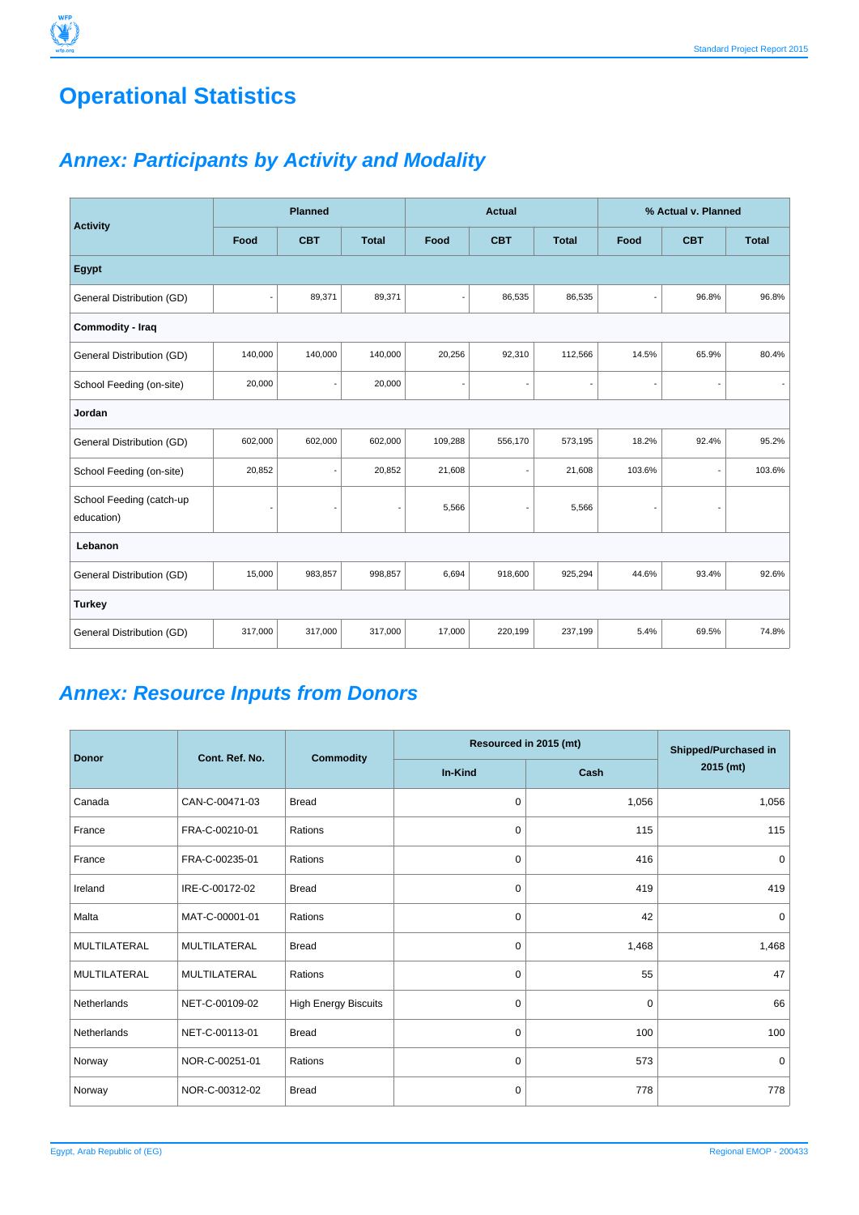# Operational Statistics

## Annex: Participants by Activity and Modality

| Activity | Planned | | | Actual | | | % Actual v. Planned | | |
|---|---|---|---|---|---|---|---|---|---|
| | Food | CBT | Total | Food | CBT | Total | Food | CBT | Total |
| **Egypt** | | | | | | | | | |
| General Distribution (GD) | - | 89,371 | 89,371 | - | 86,535 | 86,535 | - | 96.8% | 96.8% |
| **Commodity - Iraq** | | | | | | | | | |
| General Distribution (GD) | 140,000 | 140,000 | 140,000 | 20,256 | 92,310 | 112,566 | 14.5% | 65.9% | 80.4% |
| School Feeding (on-site) | 20,000 | - | 20,000 | - | - | - | - | - | - |
| **Jordan** | | | | | | | | | |
| General Distribution (GD) | 602,000 | 602,000 | 602,000 | 109,288 | 556,170 | 573,195 | 18.2% | 92.4% | 95.2% |
| School Feeding (on-site) | 20,852 | - | 20,852 | 21,608 | - | 21,608 | 103.6% | - | 103.6% |
| School Feeding (catch-up education) | - | - | - | 5,566 | - | 5,566 | - | - | |
| **Lebanon** | | | | | | | | | |
| General Distribution (GD) | 15,000 | 983,857 | 998,857 | 6,694 | 918,600 | 925,294 | 44.6% | 93.4% | 92.6% |
| **Turkey** | | | | | | | | | |
| General Distribution (GD) | 317,000 | 317,000 | 317,000 | 17,000 | 220,199 | 237,199 | 5.4% | 69.5% | 74.8% |

## Annex: Resource Inputs from Donors

| Donor | Cont. Ref. No. | Commodity | Resourced in 2015 (mt) | | Shipped/Purchased in 2015 (mt) |
|---|---|---|---|---|---|
| | | | In-Kind | Cash | |
| Canada | CAN-C-00471-03 | Bread | 0 | 1,056 | 1,056 |
| France | FRA-C-00210-01 | Rations | 0 | 115 | 115 |
| France | FRA-C-00235-01 | Rations | 0 | 416 | 0 |
| Ireland | IRE-C-00172-02 | Bread | 0 | 419 | 419 |
| Malta | MAT-C-00001-01 | Rations | 0 | 42 | 0 |
| MULTILATERAL | MULTILATERAL | Bread | 0 | 1,468 | 1,468 |
| MULTILATERAL | MULTILATERAL | Rations | 0 | 55 | 47 |
| Netherlands | NET-C-00109-02 | High Energy Biscuits | 0 | 0 | 66 |
| Netherlands | NET-C-00113-01 | Bread | 0 | 100 | 100 |
| Norway | NOR-C-00251-01 | Rations | 0 | 573 | 0 |
| Norway | NOR-C-00312-02 | Bread | 0 | 778 | 778 |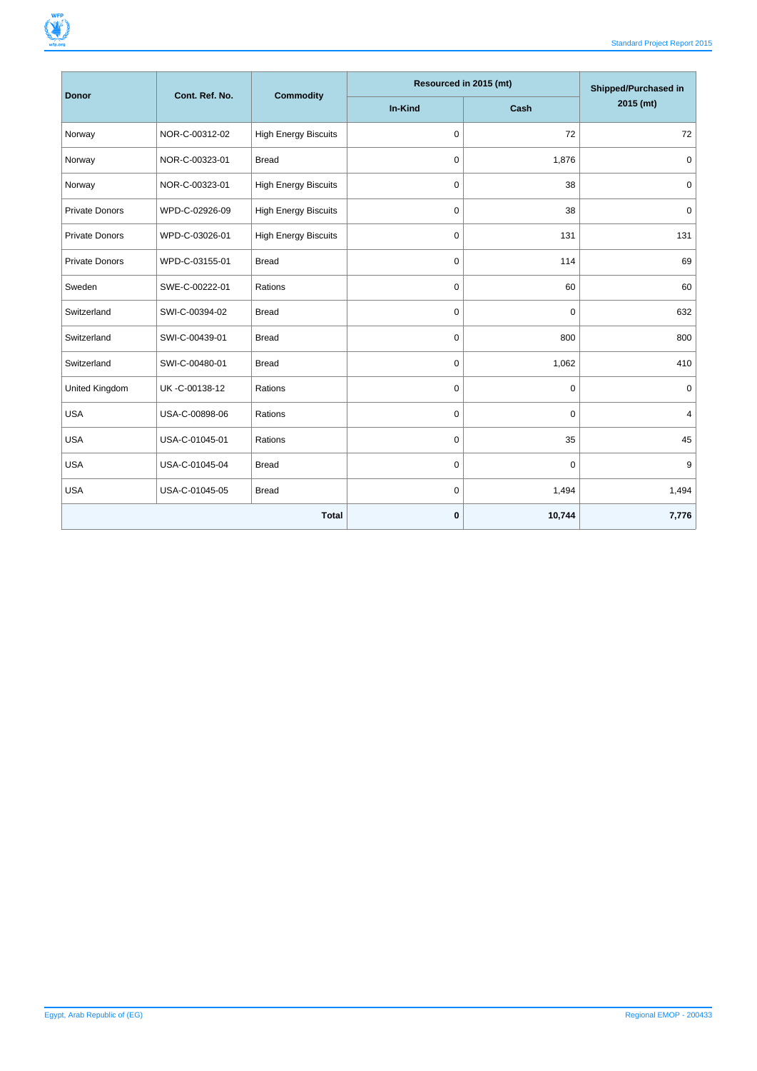| Donor | Cont. Ref. No. | Commodity | Resourced in 2015 (mt) | | Shipped/Purchased in 2015 (mt) |
|---|---|---|---|---|---|
| | | | In-Kind | Cash | |
| Norway | NOR-C-00312-02 | High Energy Biscuits | 0 | 72 | 72 |
| Norway | NOR-C-00323-01 | Bread | 0 | 1,876 | 0 |
| Norway | NOR-C-00323-01 | High Energy Biscuits | 0 | 38 | 0 |
| Private Donors | WPD-C-02926-09 | High Energy Biscuits | 0 | 38 | 0 |
| Private Donors | WPD-C-03026-01 | High Energy Biscuits | 0 | 131 | 131 |
| Private Donors | WPD-C-03155-01 | Bread | 0 | 114 | 69 |
| Sweden | SWE-C-00222-01 | Rations | 0 | 60 | 60 |
| Switzerland | SWI-C-00394-02 | Bread | 0 | 0 | 632 |
| Switzerland | SWI-C-00439-01 | Bread | 0 | 800 | 800 |
| Switzerland | SWI-C-00480-01 | Bread | 0 | 1,062 | 410 |
| United Kingdom | UK -C-00138-12 | Rations | 0 | 0 | 0 |
| USA | USA-C-00898-06 | Rations | 0 | 0 | 4 |
| USA | USA-C-01045-01 | Rations | 0 | 35 | 45 |
| USA | USA-C-01045-04 | Bread | 0 | 0 | 9 |
| USA | USA-C-01045-05 | Bread | 0 | 1,494 | 1,494 |
| | | **Total** | **0** | **10,744** | **7,776** |